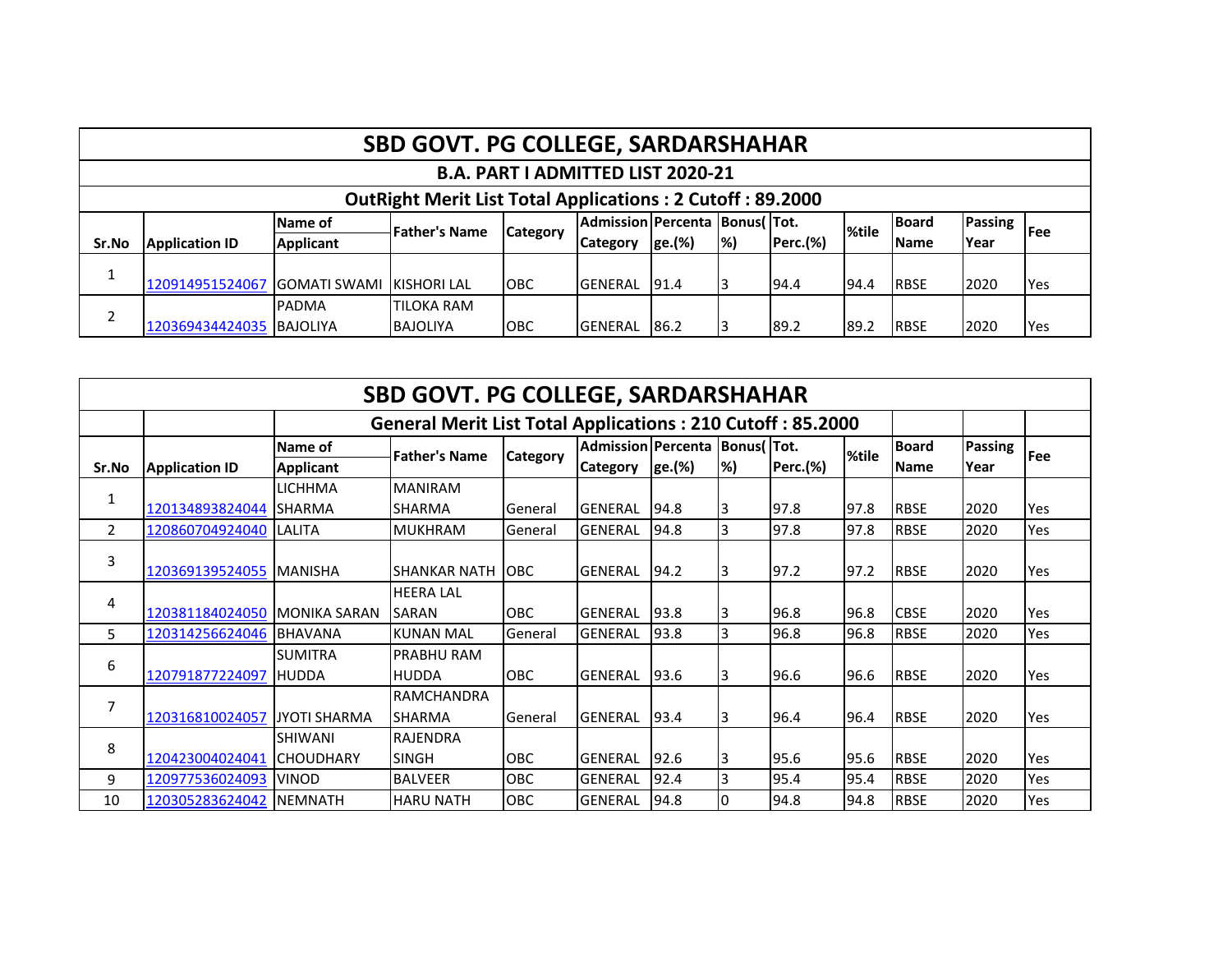# SBD GOVT. PG COLLEGE, SARDARSHAHAR

## B.A. PART I ADMITTED LIST 2020-21

### OutRight Merit List Total Applications : 2 Cutoff : 89.2000

| Sr.No | Application ID | Name of Applicant | Father's Name | Category | Admission Category | Percentage.(%) | Bonus(%) | Tot. Perc.(%) | %tile | Board Name | Passing Year | Fee |
|---|---|---|---|---|---|---|---|---|---|---|---|---|
| 1 | 120914951524067 | GOMATI SWAMI | KISHORI LAL | OBC | GENERAL | 91.4 | 3 | 94.4 | 94.4 | RBSE | 2020 | Yes |
| 2 | 120369434424035 | PADMA BAJOLIYA | TILOKA RAM BAJOLIYA | OBC | GENERAL | 86.2 | 3 | 89.2 | 89.2 | RBSE | 2020 | Yes |

# SBD GOVT. PG COLLEGE, SARDARSHAHAR

### General Merit List Total Applications : 210 Cutoff : 85.2000

| Sr.No | Application ID | Name of Applicant | Father's Name | Category | Admission Category | Percentage.(%) | Bonus(%) | Tot. Perc.(%) | %tile | Board Name | Passing Year | Fee |
|---|---|---|---|---|---|---|---|---|---|---|---|---|
| 1 | 120134893824044 | LICHHMA SHARMA | MANIRAM SHARMA | General | GENERAL | 94.8 | 3 | 97.8 | 97.8 | RBSE | 2020 | Yes |
| 2 | 120860704924040 | LALITA | MUKHRAM | General | GENERAL | 94.8 | 3 | 97.8 | 97.8 | RBSE | 2020 | Yes |
| 3 | 120369139524055 | MANISHA | SHANKAR NATH | OBC | GENERAL | 94.2 | 3 | 97.2 | 97.2 | RBSE | 2020 | Yes |
| 4 | 120381184024050 | MONIKA SARAN | HEERA LAL SARAN | OBC | GENERAL | 93.8 | 3 | 96.8 | 96.8 | CBSE | 2020 | Yes |
| 5 | 120314256624046 | BHAVANA | KUNAN MAL | General | GENERAL | 93.8 | 3 | 96.8 | 96.8 | RBSE | 2020 | Yes |
| 6 | 120791877224097 | SUMITRA HUDDA | PRABHU RAM HUDDA | OBC | GENERAL | 93.6 | 3 | 96.6 | 96.6 | RBSE | 2020 | Yes |
| 7 | 120316810024057 | JYOTI SHARMA | RAMCHANDRA SHARMA | General | GENERAL | 93.4 | 3 | 96.4 | 96.4 | RBSE | 2020 | Yes |
| 8 | 120423004024041 | SHIWANI CHOUDHARY | RAJENDRA SINGH | OBC | GENERAL | 92.6 | 3 | 95.6 | 95.6 | RBSE | 2020 | Yes |
| 9 | 120977536024093 | VINOD | BALVEER | OBC | GENERAL | 92.4 | 3 | 95.4 | 95.4 | RBSE | 2020 | Yes |
| 10 | 120305283624042 | NEMNATH | HARU NATH | OBC | GENERAL | 94.8 | 0 | 94.8 | 94.8 | RBSE | 2020 | Yes |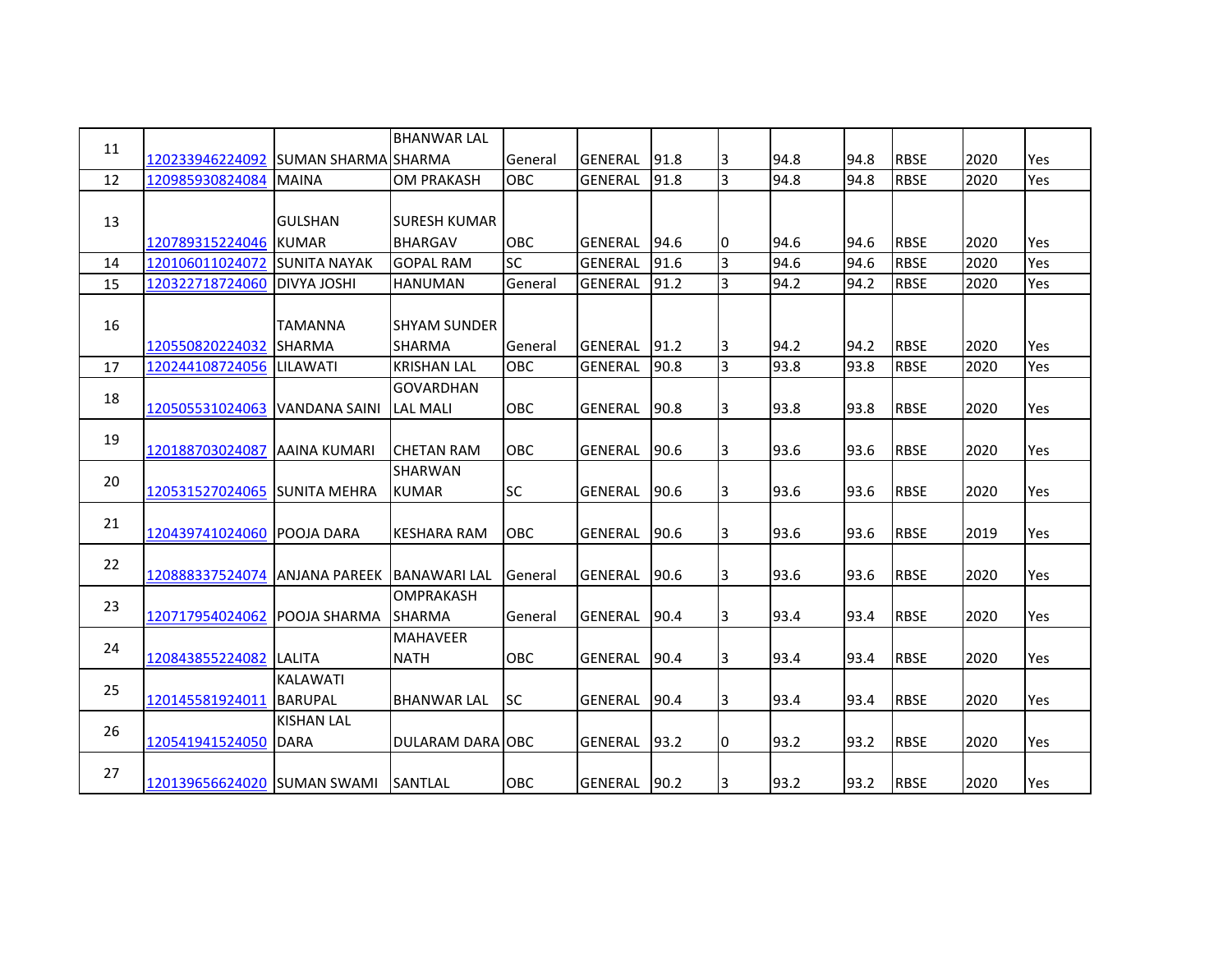| | | | | | | | | | | | | |
|---|---|---|---|---|---|---|---|---|---|---|---|---|
| 11 | 120233946224092 | SUMAN SHARMA | BHANWAR LAL SHARMA | General | GENERAL | 91.8 | 3 | 94.8 | 94.8 | RBSE | 2020 | Yes |
| 12 | 120985930824084 | MAINA | OM PRAKASH | OBC | GENERAL | 91.8 | 3 | 94.8 | 94.8 | RBSE | 2020 | Yes |
| 13 | 120789315224046 | GULSHAN KUMAR | SURESH KUMAR BHARGAV | OBC | GENERAL | 94.6 | 0 | 94.6 | 94.6 | RBSE | 2020 | Yes |
| 14 | 120106011024072 | SUNITA NAYAK | GOPAL RAM | SC | GENERAL | 91.6 | 3 | 94.6 | 94.6 | RBSE | 2020 | Yes |
| 15 | 120322718724060 | DIVYA JOSHI | HANUMAN | General | GENERAL | 91.2 | 3 | 94.2 | 94.2 | RBSE | 2020 | Yes |
| 16 | 120550820224032 | TAMANNA SHARMA | SHYAM SUNDER SHARMA | General | GENERAL | 91.2 | 3 | 94.2 | 94.2 | RBSE | 2020 | Yes |
| 17 | 120244108724056 | LILAWATI | KRISHAN LAL | OBC | GENERAL | 90.8 | 3 | 93.8 | 93.8 | RBSE | 2020 | Yes |
| 18 | 120505531024063 | VANDANA SAINI | GOVARDHAN LAL MALI | OBC | GENERAL | 90.8 | 3 | 93.8 | 93.8 | RBSE | 2020 | Yes |
| 19 | 120188703024087 | AAINA KUMARI | CHETAN RAM | OBC | GENERAL | 90.6 | 3 | 93.6 | 93.6 | RBSE | 2020 | Yes |
| 20 | 120531527024065 | SUNITA MEHRA | SHARWAN KUMAR | SC | GENERAL | 90.6 | 3 | 93.6 | 93.6 | RBSE | 2020 | Yes |
| 21 | 120439741024060 | POOJA DARA | KESHARA RAM | OBC | GENERAL | 90.6 | 3 | 93.6 | 93.6 | RBSE | 2019 | Yes |
| 22 | 120888337524074 | ANJANA PAREEK | BANAWARI LAL | General | GENERAL | 90.6 | 3 | 93.6 | 93.6 | RBSE | 2020 | Yes |
| 23 | 120717954024062 | POOJA SHARMA | OMPRAKASH SHARMA | General | GENERAL | 90.4 | 3 | 93.4 | 93.4 | RBSE | 2020 | Yes |
| 24 | 120843855224082 | LALITA | MAHAVEER NATH | OBC | GENERAL | 90.4 | 3 | 93.4 | 93.4 | RBSE | 2020 | Yes |
| 25 | 120145581924011 | KALAWATI BARUPAL | BHANWAR LAL | SC | GENERAL | 90.4 | 3 | 93.4 | 93.4 | RBSE | 2020 | Yes |
| 26 | 120541941524050 | KISHAN LAL DARA | DULARAM DARA | OBC | GENERAL | 93.2 | 0 | 93.2 | 93.2 | RBSE | 2020 | Yes |
| 27 | 120139656624020 | SUMAN SWAMI | SANTLAL | OBC | GENERAL | 90.2 | 3 | 93.2 | 93.2 | RBSE | 2020 | Yes |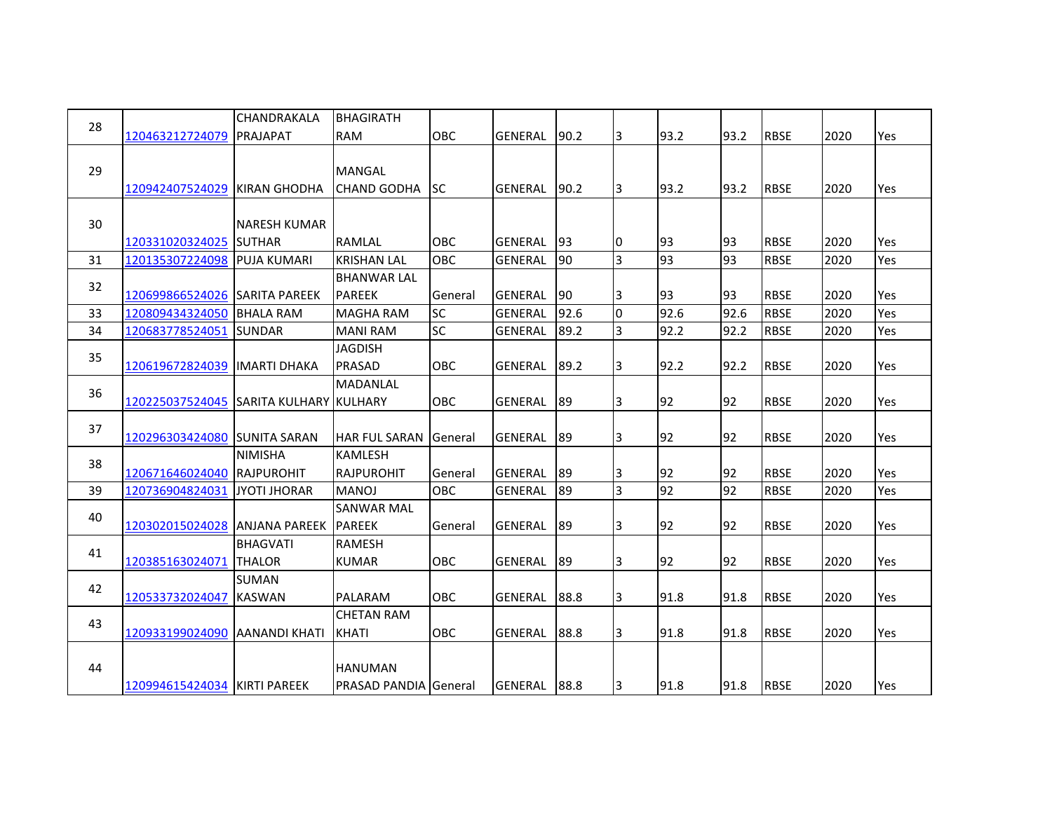| 28 | 120463212724079 | CHANDRAKALA PRAJAPAT | BHAGIRATH RAM | OBC | GENERAL | 90.2 | 3 | 93.2 | 93.2 | RBSE | 2020 | Yes |
|---|---|---|---|---|---|---|---|---|---|---|---|---|
| 29 | 120942407524029 | KIRAN GHODHA | MANGAL CHAND GODHA | SC | GENERAL | 90.2 | 3 | 93.2 | 93.2 | RBSE | 2020 | Yes |
| 30 | 120331020324025 | NARESH KUMAR SUTHAR | RAMLAL | OBC | GENERAL | 93 | 0 | 93 | 93 | RBSE | 2020 | Yes |
| 31 | 120135307224098 | PUJA KUMARI | KRISHAN LAL | OBC | GENERAL | 90 | 3 | 93 | 93 | RBSE | 2020 | Yes |
| 32 | 120699866524026 | SARITA PAREEK | BHANWAR LAL PAREEK | General | GENERAL | 90 | 3 | 93 | 93 | RBSE | 2020 | Yes |
| 33 | 120809434324050 | BHALA RAM | MAGHA RAM | SC | GENERAL | 92.6 | 0 | 92.6 | 92.6 | RBSE | 2020 | Yes |
| 34 | 120683778524051 | SUNDAR | MANI RAM | SC | GENERAL | 89.2 | 3 | 92.2 | 92.2 | RBSE | 2020 | Yes |
| 35 | 120619672824039 | IMARTI DHAKA | JAGDISH PRASAD | OBC | GENERAL | 89.2 | 3 | 92.2 | 92.2 | RBSE | 2020 | Yes |
| 36 | 120225037524045 | SARITA KULHARY | MADANLAL KULHARY | OBC | GENERAL | 89 | 3 | 92 | 92 | RBSE | 2020 | Yes |
| 37 | 120296303424080 | SUNITA SARAN | HAR FUL SARAN | General | GENERAL | 89 | 3 | 92 | 92 | RBSE | 2020 | Yes |
| 38 | 120671646024040 | NIMISHA RAJPUROHIT | KAMLESH RAJPUROHIT | General | GENERAL | 89 | 3 | 92 | 92 | RBSE | 2020 | Yes |
| 39 | 120736904824031 | JYOTI JHORAR | MANOJ | OBC | GENERAL | 89 | 3 | 92 | 92 | RBSE | 2020 | Yes |
| 40 | 120302015024028 | ANJANA PAREEK | SANWAR MAL PAREEK | General | GENERAL | 89 | 3 | 92 | 92 | RBSE | 2020 | Yes |
| 41 | 120385163024071 | BHAGVATI THALOR | RAMESH KUMAR | OBC | GENERAL | 89 | 3 | 92 | 92 | RBSE | 2020 | Yes |
| 42 | 120533732024047 | SUMAN KASWAN | PALARAM | OBC | GENERAL | 88.8 | 3 | 91.8 | 91.8 | RBSE | 2020 | Yes |
| 43 | 120933199024090 | AANANDI KHATI | CHETAN RAM KHATI | OBC | GENERAL | 88.8 | 3 | 91.8 | 91.8 | RBSE | 2020 | Yes |
| 44 | 120994615424034 | KIRTI PAREEK | HANUMAN PRASAD PANDIA | General | GENERAL | 88.8 | 3 | 91.8 | 91.8 | RBSE | 2020 | Yes |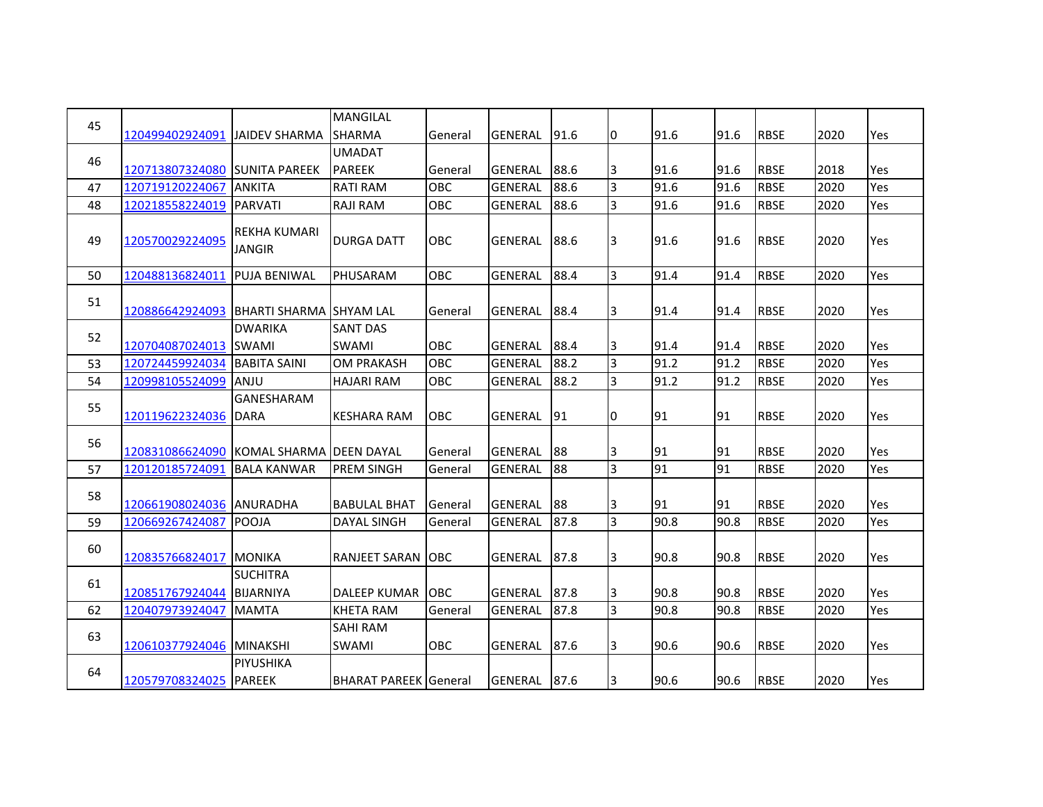| | | | | | | | | | | | | |
|---|---|---|---|---|---|---|---|---|---|---|---|---|
| 45 | 120499402924091 | JAIDEV SHARMA | MANGILAL SHARMA | General | GENERAL | 91.6 | 0 | 91.6 | 91.6 | RBSE | 2020 | Yes |
| 46 | 120713807324080 | SUNITA PAREEK | UMADAT PAREEK | General | GENERAL | 88.6 | 3 | 91.6 | 91.6 | RBSE | 2018 | Yes |
| 47 | 120719120224067 | ANKITA | RATI RAM | OBC | GENERAL | 88.6 | 3 | 91.6 | 91.6 | RBSE | 2020 | Yes |
| 48 | 120218558224019 | PARVATI | RAJI RAM | OBC | GENERAL | 88.6 | 3 | 91.6 | 91.6 | RBSE | 2020 | Yes |
| 49 | 120570029224095 | REKHA KUMARI JANGIR | DURGA DATT | OBC | GENERAL | 88.6 | 3 | 91.6 | 91.6 | RBSE | 2020 | Yes |
| 50 | 120488136824011 | PUJA BENIWAL | PHUSARAM | OBC | GENERAL | 88.4 | 3 | 91.4 | 91.4 | RBSE | 2020 | Yes |
| 51 | 120886642924093 | BHARTI SHARMA | SHYAM LAL | General | GENERAL | 88.4 | 3 | 91.4 | 91.4 | RBSE | 2020 | Yes |
| 52 | 120704087024013 | DWARIKA SWAMI | SANT DAS SWAMI | OBC | GENERAL | 88.4 | 3 | 91.4 | 91.4 | RBSE | 2020 | Yes |
| 53 | 120724459924034 | BABITA SAINI | OM PRAKASH | OBC | GENERAL | 88.2 | 3 | 91.2 | 91.2 | RBSE | 2020 | Yes |
| 54 | 120998105524099 | ANJU | HAJARI RAM | OBC | GENERAL | 88.2 | 3 | 91.2 | 91.2 | RBSE | 2020 | Yes |
| 55 | 120119622324036 | GANESHARAM DARA | KESHARA RAM | OBC | GENERAL | 91 | 0 | 91 | 91 | RBSE | 2020 | Yes |
| 56 | 120831086624090 | KOMAL SHARMA | DEEN DAYAL | General | GENERAL | 88 | 3 | 91 | 91 | RBSE | 2020 | Yes |
| 57 | 120120185724091 | BALA KANWAR | PREM SINGH | General | GENERAL | 88 | 3 | 91 | 91 | RBSE | 2020 | Yes |
| 58 | 120661908024036 | ANURADHA | BABULAL BHAT | General | GENERAL | 88 | 3 | 91 | 91 | RBSE | 2020 | Yes |
| 59 | 120669267424087 | POOJA | DAYAL SINGH | General | GENERAL | 87.8 | 3 | 90.8 | 90.8 | RBSE | 2020 | Yes |
| 60 | 120835766824017 | MONIKA | RANJEET SARAN | OBC | GENERAL | 87.8 | 3 | 90.8 | 90.8 | RBSE | 2020 | Yes |
| 61 | 120851767924044 | SUCHITRA BIJARNIYA | DALEEP KUMAR | OBC | GENERAL | 87.8 | 3 | 90.8 | 90.8 | RBSE | 2020 | Yes |
| 62 | 120407973924047 | MAMTA | KHETA RAM | General | GENERAL | 87.8 | 3 | 90.8 | 90.8 | RBSE | 2020 | Yes |
| 63 | 120610377924046 | MINAKSHI | SAHI RAM SWAMI | OBC | GENERAL | 87.6 | 3 | 90.6 | 90.6 | RBSE | 2020 | Yes |
| 64 | 120579708324025 | PIYUSHIKA PAREEK | BHARAT PAREEK | General | GENERAL | 87.6 | 3 | 90.6 | 90.6 | RBSE | 2020 | Yes |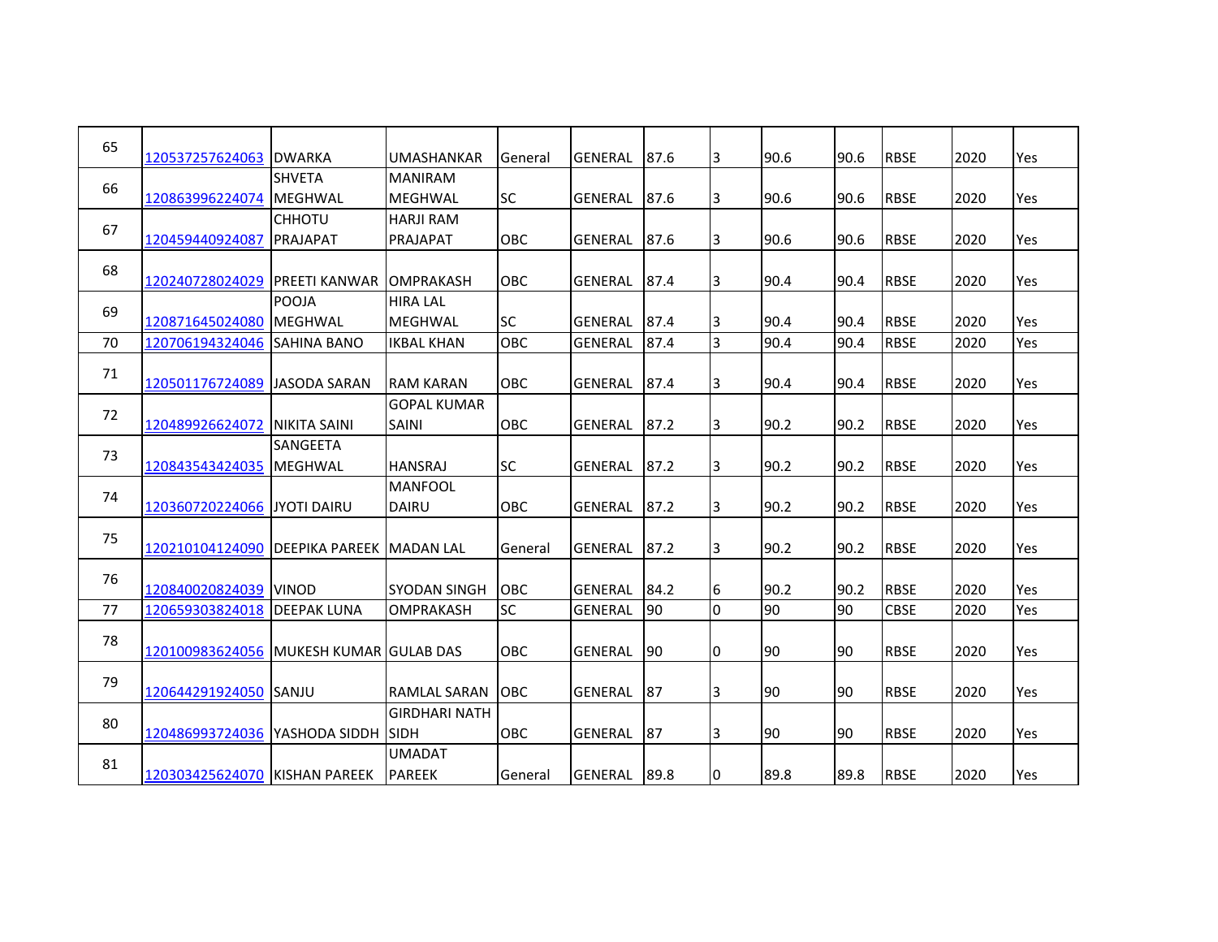| 65 | 120537257624063 | DWARKA | UMASHANKAR | General | GENERAL | 87.6 | 3 | 90.6 | 90.6 | RBSE | 2020 | Yes |
|---|---|---|---|---|---|---|---|---|---|---|---|---|
| 66 | 120863996224074 | SHVETA MEGHWAL | MANIRAM MEGHWAL | SC | GENERAL | 87.6 | 3 | 90.6 | 90.6 | RBSE | 2020 | Yes |
| 67 | 120459440924087 | CHHOTU PRAJAPAT | HARJI RAM PRAJAPAT | OBC | GENERAL | 87.6 | 3 | 90.6 | 90.6 | RBSE | 2020 | Yes |
| 68 | 120240728024029 | PREETI KANWAR | OMPRAKASH | OBC | GENERAL | 87.4 | 3 | 90.4 | 90.4 | RBSE | 2020 | Yes |
| 69 | 120871645024080 | POOJA MEGHWAL | HIRA LAL MEGHWAL | SC | GENERAL | 87.4 | 3 | 90.4 | 90.4 | RBSE | 2020 | Yes |
| 70 | 120706194324046 | SAHINA BANO | IKBAL KHAN | OBC | GENERAL | 87.4 | 3 | 90.4 | 90.4 | RBSE | 2020 | Yes |
| 71 | 120501176724089 | JASODA SARAN | RAM KARAN | OBC | GENERAL | 87.4 | 3 | 90.4 | 90.4 | RBSE | 2020 | Yes |
| 72 | 120489926624072 | NIKITA SAINI | GOPAL KUMAR SAINI | OBC | GENERAL | 87.2 | 3 | 90.2 | 90.2 | RBSE | 2020 | Yes |
| 73 | 120843543424035 | SANGEETA MEGHWAL | HANSRAJ | SC | GENERAL | 87.2 | 3 | 90.2 | 90.2 | RBSE | 2020 | Yes |
| 74 | 120360720224066 | JYOTI DAIRU | MANFOOL DAIRU | OBC | GENERAL | 87.2 | 3 | 90.2 | 90.2 | RBSE | 2020 | Yes |
| 75 | 120210104124090 | DEEPIKA PAREEK | MADAN LAL | General | GENERAL | 87.2 | 3 | 90.2 | 90.2 | RBSE | 2020 | Yes |
| 76 | 120840020824039 | VINOD | SYODAN SINGH | OBC | GENERAL | 84.2 | 6 | 90.2 | 90.2 | RBSE | 2020 | Yes |
| 77 | 120659303824018 | DEEPAK LUNA | OMPRAKASH | SC | GENERAL | 90 | 0 | 90 | 90 | CBSE | 2020 | Yes |
| 78 | 120100983624056 | MUKESH KUMAR | GULAB DAS | OBC | GENERAL | 90 | 0 | 90 | 90 | RBSE | 2020 | Yes |
| 79 | 120644291924050 | SANJU | RAMLAL SARAN | OBC | GENERAL | 87 | 3 | 90 | 90 | RBSE | 2020 | Yes |
| 80 | 120486993724036 | YASHODA SIDDH | GIRDHARI NATH SIDH | OBC | GENERAL | 87 | 3 | 90 | 90 | RBSE | 2020 | Yes |
| 81 | 120303425624070 | KISHAN PAREEK | UMADAT PAREEK | General | GENERAL | 89.8 | 0 | 89.8 | 89.8 | RBSE | 2020 | Yes |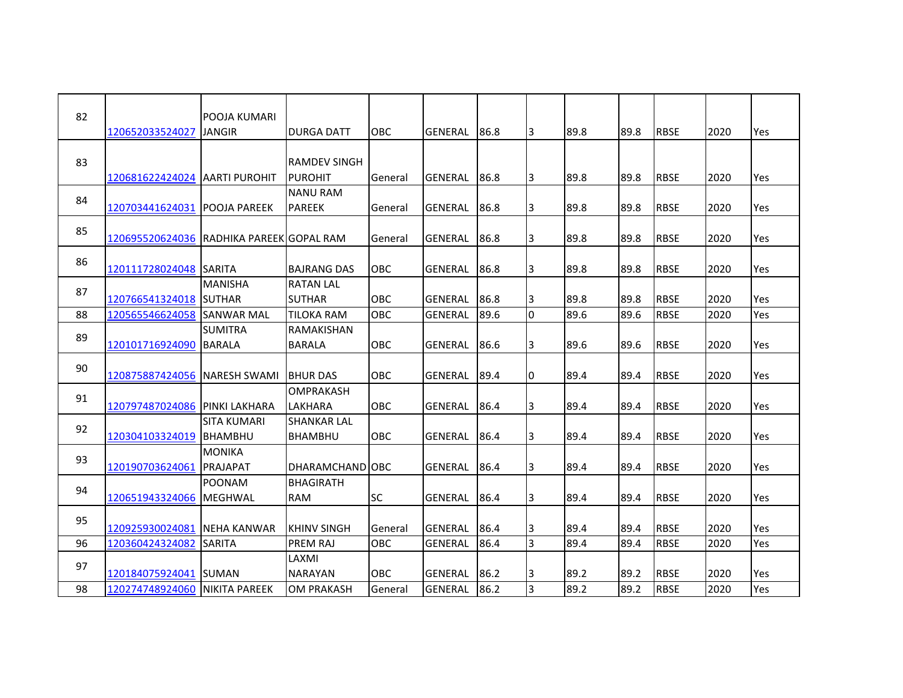| 82 | 120652033524027 | POOJA KUMARI JANGIR | DURGA DATT | OBC | GENERAL | 86.8 | 3 | 89.8 | 89.8 | RBSE | 2020 | Yes |
|---|---|---|---|---|---|---|---|---|---|---|---|---|
| 83 | 120681622424024 | AARTI PUROHIT | RAMDEV SINGH PUROHIT | General | GENERAL | 86.8 | 3 | 89.8 | 89.8 | RBSE | 2020 | Yes |
| 84 | 120703441624031 | POOJA PAREEK | NANU RAM PAREEK | General | GENERAL | 86.8 | 3 | 89.8 | 89.8 | RBSE | 2020 | Yes |
| 85 | 120695520624036 | RADHIKA PAREEK | GOPAL RAM | General | GENERAL | 86.8 | 3 | 89.8 | 89.8 | RBSE | 2020 | Yes |
| 86 | 120111728024048 | SARITA | BAJRANG DAS | OBC | GENERAL | 86.8 | 3 | 89.8 | 89.8 | RBSE | 2020 | Yes |
| 87 | 120766541324018 | MANISHA SUTHAR | RATAN LAL SUTHAR | OBC | GENERAL | 86.8 | 3 | 89.8 | 89.8 | RBSE | 2020 | Yes |
| 88 | 120565546624058 | SANWAR MAL | TILOKA RAM | OBC | GENERAL | 89.6 | 0 | 89.6 | 89.6 | RBSE | 2020 | Yes |
| 89 | 120101716924090 | SUMITRA BARALA | RAMAKISHAN BARALA | OBC | GENERAL | 86.6 | 3 | 89.6 | 89.6 | RBSE | 2020 | Yes |
| 90 | 120875887424056 | NARESH SWAMI | BHUR DAS | OBC | GENERAL | 89.4 | 0 | 89.4 | 89.4 | RBSE | 2020 | Yes |
| 91 | 120797487024086 | PINKI LAKHARA | OMPRAKASH LAKHARA | OBC | GENERAL | 86.4 | 3 | 89.4 | 89.4 | RBSE | 2020 | Yes |
| 92 | 120304103324019 | SITA KUMARI BHAMBHU | SHANKAR LAL BHAMBHU | OBC | GENERAL | 86.4 | 3 | 89.4 | 89.4 | RBSE | 2020 | Yes |
| 93 | 120190703624061 | MONIKA PRAJAPAT | DHARAMCHAND | OBC | GENERAL | 86.4 | 3 | 89.4 | 89.4 | RBSE | 2020 | Yes |
| 94 | 120651943324066 | POONAM MEGHWAL | BHAGIRATH RAM | SC | GENERAL | 86.4 | 3 | 89.4 | 89.4 | RBSE | 2020 | Yes |
| 95 | 120925930024081 | NEHA KANWAR | KHINV SINGH | General | GENERAL | 86.4 | 3 | 89.4 | 89.4 | RBSE | 2020 | Yes |
| 96 | 120360424324082 | SARITA | PREM RAJ | OBC | GENERAL | 86.4 | 3 | 89.4 | 89.4 | RBSE | 2020 | Yes |
| 97 | 120184075924041 | SUMAN | LAXMI NARAYAN | OBC | GENERAL | 86.2 | 3 | 89.2 | 89.2 | RBSE | 2020 | Yes |
| 98 | 120274748924060 | NIKITA PAREEK | OM PRAKASH | General | GENERAL | 86.2 | 3 | 89.2 | 89.2 | RBSE | 2020 | Yes |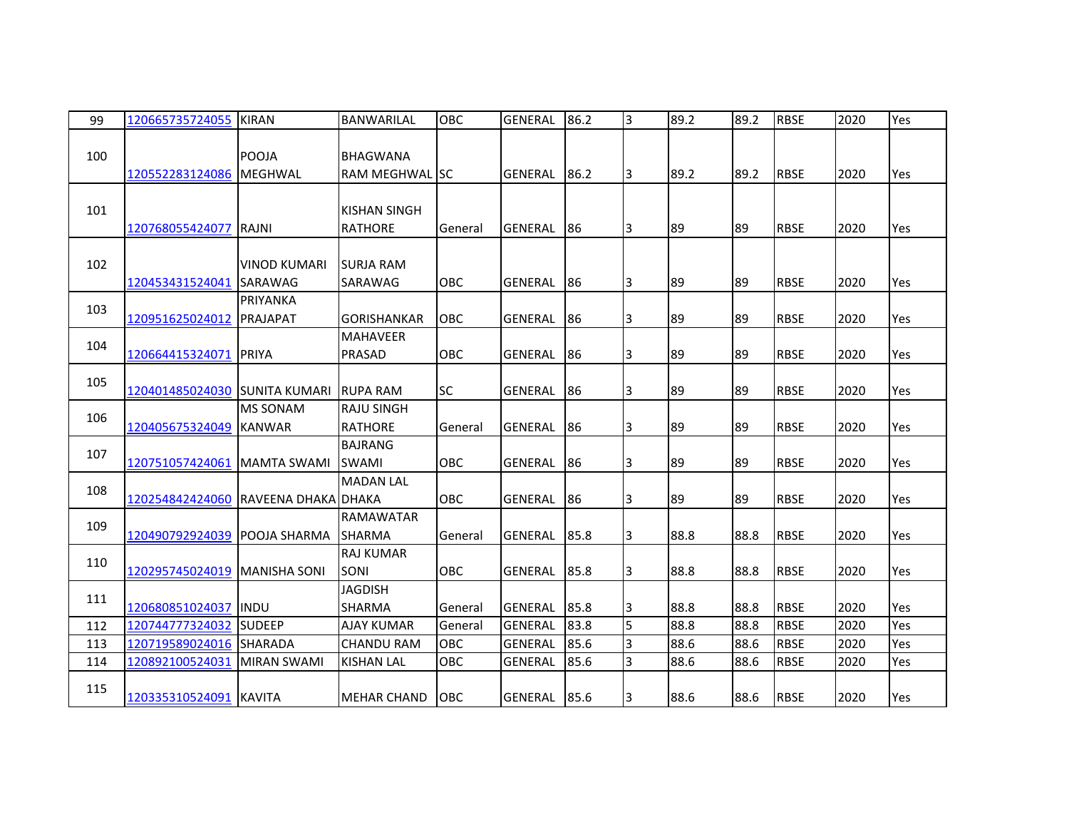| | | | | | | | | | | | | |
|---|---|---|---|---|---|---|---|---|---|---|---|---|
| 99 | 120665735724055 | KIRAN | BANWARILAL | OBC | GENERAL | 86.2 | 3 | 89.2 | 89.2 | RBSE | 2020 | Yes |
| 100 | 120552283124086 | POOJA MEGHWAL | BHAGWANA RAM MEGHWAL | SC | GENERAL | 86.2 | 3 | 89.2 | 89.2 | RBSE | 2020 | Yes |
| 101 | 120768055424077 | RAJNI | KISHAN SINGH RATHORE | General | GENERAL | 86 | 3 | 89 | 89 | RBSE | 2020 | Yes |
| 102 | 120453431524041 | VINOD KUMARI SARAWAG | SURJA RAM SARAWAG | OBC | GENERAL | 86 | 3 | 89 | 89 | RBSE | 2020 | Yes |
| 103 | 120951625024012 | PRIYANKA PRAJAPAT | GORISHANKAR | OBC | GENERAL | 86 | 3 | 89 | 89 | RBSE | 2020 | Yes |
| 104 | 120664415324071 | PRIYA | MAHAVEER PRASAD | OBC | GENERAL | 86 | 3 | 89 | 89 | RBSE | 2020 | Yes |
| 105 | 120401485024030 | SUNITA KUMARI | RUPA RAM | SC | GENERAL | 86 | 3 | 89 | 89 | RBSE | 2020 | Yes |
| 106 | 120405675324049 | MS SONAM KANWAR | RAJU SINGH RATHORE | General | GENERAL | 86 | 3 | 89 | 89 | RBSE | 2020 | Yes |
| 107 | 120751057424061 | MAMTA SWAMI | BAJRANG SWAMI | OBC | GENERAL | 86 | 3 | 89 | 89 | RBSE | 2020 | Yes |
| 108 | 120254842424060 | RAVEENA DHAKA | MADAN LAL DHAKA | OBC | GENERAL | 86 | 3 | 89 | 89 | RBSE | 2020 | Yes |
| 109 | 120490792924039 | POOJA SHARMA | RAMAWATAR SHARMA | General | GENERAL | 85.8 | 3 | 88.8 | 88.8 | RBSE | 2020 | Yes |
| 110 | 120295745024019 | MANISHA SONI | RAJ KUMAR SONI | OBC | GENERAL | 85.8 | 3 | 88.8 | 88.8 | RBSE | 2020 | Yes |
| 111 | 120680851024037 | INDU | JAGDISH SHARMA | General | GENERAL | 85.8 | 3 | 88.8 | 88.8 | RBSE | 2020 | Yes |
| 112 | 120744777324032 | SUDEEP | AJAY KUMAR | General | GENERAL | 83.8 | 5 | 88.8 | 88.8 | RBSE | 2020 | Yes |
| 113 | 120719589024016 | SHARADA | CHANDU RAM | OBC | GENERAL | 85.6 | 3 | 88.6 | 88.6 | RBSE | 2020 | Yes |
| 114 | 120892100524031 | MIRAN SWAMI | KISHAN LAL | OBC | GENERAL | 85.6 | 3 | 88.6 | 88.6 | RBSE | 2020 | Yes |
| 115 | 120335310524091 | KAVITA | MEHAR CHAND | OBC | GENERAL | 85.6 | 3 | 88.6 | 88.6 | RBSE | 2020 | Yes |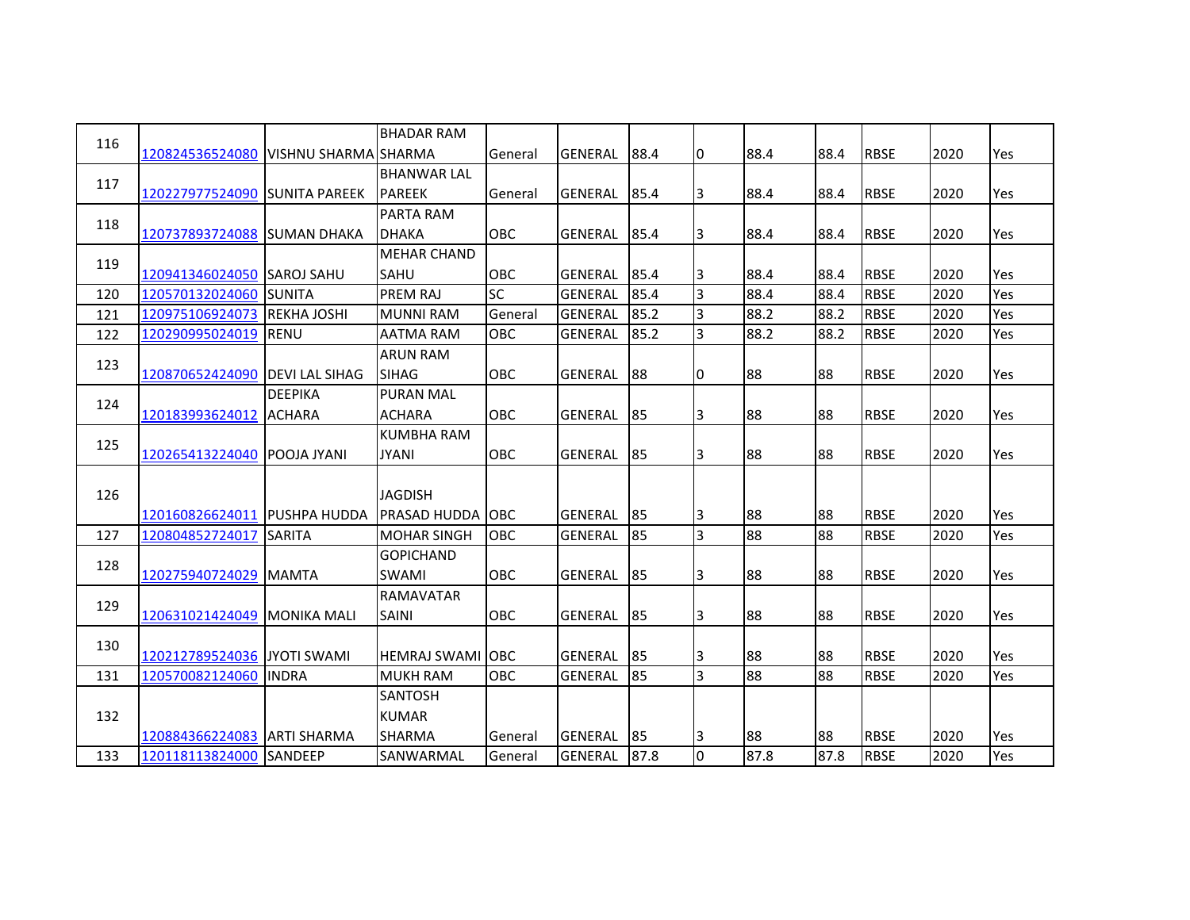| | | | | | | | | | | | | |
|---|---|---|---|---|---|---|---|---|---|---|---|---|
| 116 | 120824536524080 | VISHNU SHARMA | BHADAR RAM SHARMA | General | GENERAL | 88.4 | 0 | 88.4 | 88.4 | RBSE | 2020 | Yes |
| 117 | 120227977524090 | SUNITA PAREEK | BHANWAR LAL PAREEK | General | GENERAL | 85.4 | 3 | 88.4 | 88.4 | RBSE | 2020 | Yes |
| 118 | 120737893724088 | SUMAN DHAKA | PARTA RAM DHAKA | OBC | GENERAL | 85.4 | 3 | 88.4 | 88.4 | RBSE | 2020 | Yes |
| 119 | 120941346024050 | SAROJ SAHU | MEHAR CHAND SAHU | OBC | GENERAL | 85.4 | 3 | 88.4 | 88.4 | RBSE | 2020 | Yes |
| 120 | 120570132024060 | SUNITA | PREM RAJ | SC | GENERAL | 85.4 | 3 | 88.4 | 88.4 | RBSE | 2020 | Yes |
| 121 | 120975106924073 | REKHA JOSHI | MUNNI RAM | General | GENERAL | 85.2 | 3 | 88.2 | 88.2 | RBSE | 2020 | Yes |
| 122 | 120290995024019 | RENU | AATMA RAM | OBC | GENERAL | 85.2 | 3 | 88.2 | 88.2 | RBSE | 2020 | Yes |
| 123 | 120870652424090 | DEVI LAL SIHAG | ARUN RAM SIHAG | OBC | GENERAL | 88 | 0 | 88 | 88 | RBSE | 2020 | Yes |
| 124 | 120183993624012 | DEEPIKA ACHARA | PURAN MAL ACHARA | OBC | GENERAL | 85 | 3 | 88 | 88 | RBSE | 2020 | Yes |
| 125 | 120265413224040 | POOJA JYANI | KUMBHA RAM JYANI | OBC | GENERAL | 85 | 3 | 88 | 88 | RBSE | 2020 | Yes |
| 126 | 120160826624011 | PUSHPA HUDDA | JAGDISH PRASAD HUDDA | OBC | GENERAL | 85 | 3 | 88 | 88 | RBSE | 2020 | Yes |
| 127 | 120804852724017 | SARITA | MOHAR SINGH | OBC | GENERAL | 85 | 3 | 88 | 88 | RBSE | 2020 | Yes |
| 128 | 120275940724029 | MAMTA | GOPICHAND SWAMI | OBC | GENERAL | 85 | 3 | 88 | 88 | RBSE | 2020 | Yes |
| 129 | 120631021424049 | MONIKA MALI | RAMAVATAR SAINI | OBC | GENERAL | 85 | 3 | 88 | 88 | RBSE | 2020 | Yes |
| 130 | 120212789524036 | JYOTI SWAMI | HEMRAJ SWAMI | OBC | GENERAL | 85 | 3 | 88 | 88 | RBSE | 2020 | Yes |
| 131 | 120570082124060 | INDRA | MUKH RAM | OBC | GENERAL | 85 | 3 | 88 | 88 | RBSE | 2020 | Yes |
| 132 | 120884366224083 | ARTI SHARMA | SANTOSH KUMAR SHARMA | General | GENERAL | 85 | 3 | 88 | 88 | RBSE | 2020 | Yes |
| 133 | 120118113824000 | SANDEEP | SANWARMAL | General | GENERAL | 87.8 | 0 | 87.8 | 87.8 | RBSE | 2020 | Yes |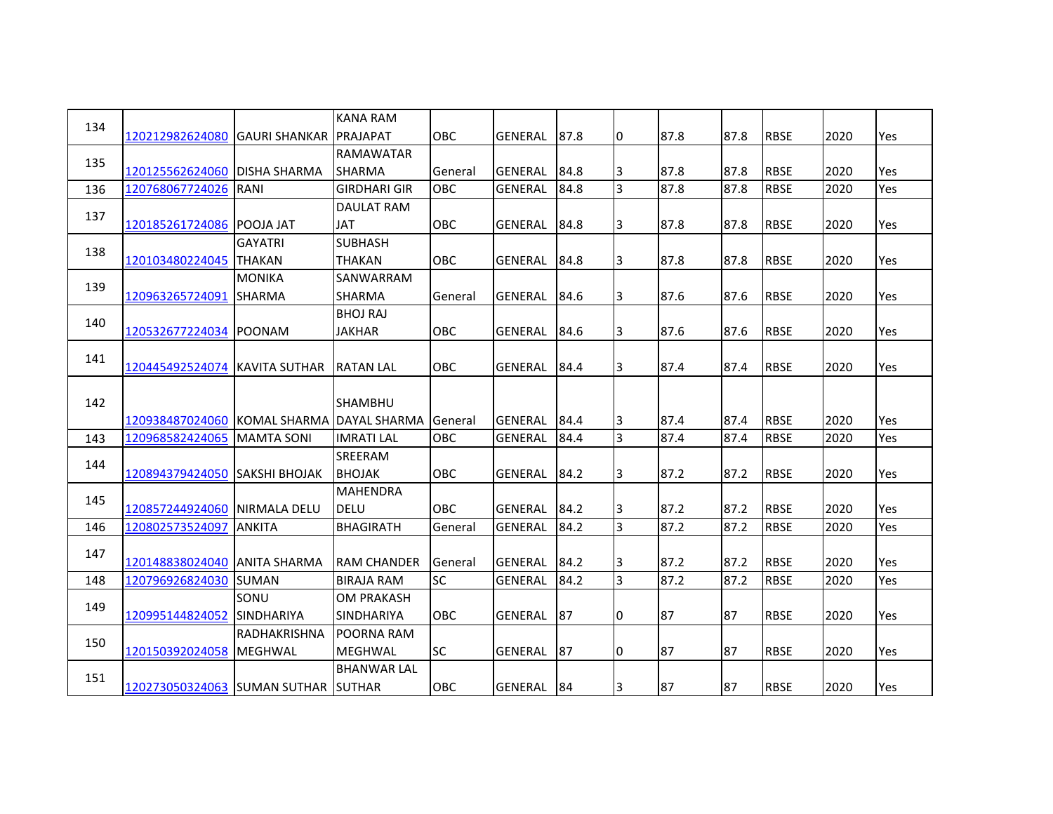| 134 | 120212982624080 | GAURI SHANKAR | KANA RAM PRAJAPAT | OBC | GENERAL | 87.8 | 0 | 87.8 | 87.8 | RBSE | 2020 | Yes |
|---|---|---|---|---|---|---|---|---|---|---|---|---|
| 135 | 120125562624060 | DISHA SHARMA | RAMAWATAR SHARMA | General | GENERAL | 84.8 | 3 | 87.8 | 87.8 | RBSE | 2020 | Yes |
| 136 | 120768067724026 | RANI | GIRDHARI GIR | OBC | GENERAL | 84.8 | 3 | 87.8 | 87.8 | RBSE | 2020 | Yes |
| 137 | 120185261724086 | POOJA JAT | DAULAT RAM JAT | OBC | GENERAL | 84.8 | 3 | 87.8 | 87.8 | RBSE | 2020 | Yes |
| 138 | 120103480224045 | GAYATRI THAKAN | SUBHASH THAKAN | OBC | GENERAL | 84.8 | 3 | 87.8 | 87.8 | RBSE | 2020 | Yes |
| 139 | 120963265724091 | MONIKA SHARMA | SANWARRAM SHARMA | General | GENERAL | 84.6 | 3 | 87.6 | 87.6 | RBSE | 2020 | Yes |
| 140 | 120532677224034 | POONAM | BHOJ RAJ JAKHAR | OBC | GENERAL | 84.6 | 3 | 87.6 | 87.6 | RBSE | 2020 | Yes |
| 141 | 120445492524074 | KAVITA SUTHAR | RATAN LAL | OBC | GENERAL | 84.4 | 3 | 87.4 | 87.4 | RBSE | 2020 | Yes |
| 142 | 120938487024060 | KOMAL SHARMA | SHAMBHU DAYAL SHARMA | General | GENERAL | 84.4 | 3 | 87.4 | 87.4 | RBSE | 2020 | Yes |
| 143 | 120968582424065 | MAMTA SONI | IMRATI LAL | OBC | GENERAL | 84.4 | 3 | 87.4 | 87.4 | RBSE | 2020 | Yes |
| 144 | 120894379424050 | SAKSHI BHOJAK | SREERAM BHOJAK | OBC | GENERAL | 84.2 | 3 | 87.2 | 87.2 | RBSE | 2020 | Yes |
| 145 | 120857244924060 | NIRMALA DELU | MAHENDRA DELU | OBC | GENERAL | 84.2 | 3 | 87.2 | 87.2 | RBSE | 2020 | Yes |
| 146 | 120802573524097 | ANKITA | BHAGIRATH | General | GENERAL | 84.2 | 3 | 87.2 | 87.2 | RBSE | 2020 | Yes |
| 147 | 120148838024040 | ANITA SHARMA | RAM CHANDER | General | GENERAL | 84.2 | 3 | 87.2 | 87.2 | RBSE | 2020 | Yes |
| 148 | 120796926824030 | SUMAN | BIRAJA RAM | SC | GENERAL | 84.2 | 3 | 87.2 | 87.2 | RBSE | 2020 | Yes |
| 149 | 120995144824052 | SONU SINDHARIYA | OM PRAKASH SINDHARIYA | OBC | GENERAL | 87 | 0 | 87 | 87 | RBSE | 2020 | Yes |
| 150 | 120150392024058 | RADHAKRISHNA MEGHWAL | POORNA RAM MEGHWAL | SC | GENERAL | 87 | 0 | 87 | 87 | RBSE | 2020 | Yes |
| 151 | 120273050324063 | SUMAN SUTHAR | BHANWAR LAL SUTHAR | OBC | GENERAL | 84 | 3 | 87 | 87 | RBSE | 2020 | Yes |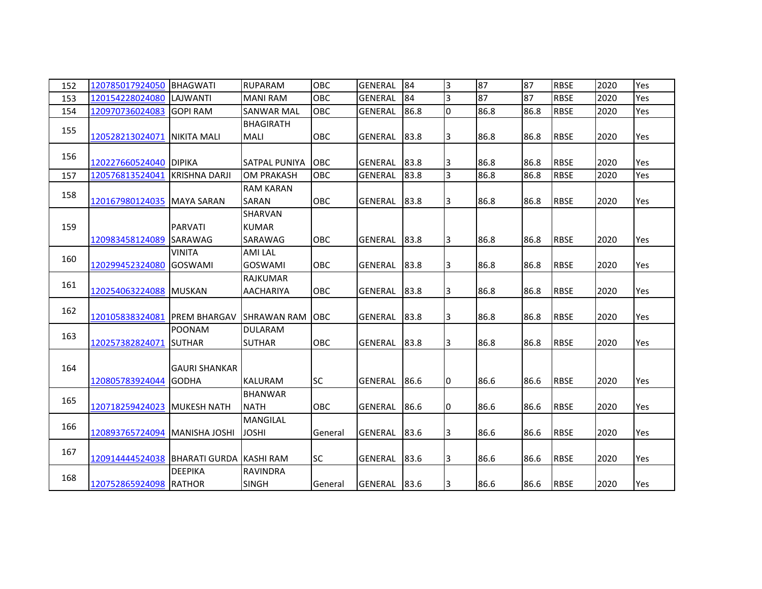| | | | | | | | | | | | | |
|---|---|---|---|---|---|---|---|---|---|---|---|---|
| 152 | 120785017924050 | BHAGWATI | RUPARAM | OBC | GENERAL | 84 | 3 | 87 | 87 | RBSE | 2020 | Yes |
| 153 | 120154228024080 | LAJWANTI | MANI RAM | OBC | GENERAL | 84 | 3 | 87 | 87 | RBSE | 2020 | Yes |
| 154 | 120970736024083 | GOPI RAM | SANWAR MAL | OBC | GENERAL | 86.8 | 0 | 86.8 | 86.8 | RBSE | 2020 | Yes |
| 155 | 120528213024071 | NIKITA MALI | BHAGIRATH MALI | OBC | GENERAL | 83.8 | 3 | 86.8 | 86.8 | RBSE | 2020 | Yes |
| 156 | 120227660524040 | DIPIKA | SATPAL PUNIYA | OBC | GENERAL | 83.8 | 3 | 86.8 | 86.8 | RBSE | 2020 | Yes |
| 157 | 120576813524041 | KRISHNA DARJI | OM PRAKASH | OBC | GENERAL | 83.8 | 3 | 86.8 | 86.8 | RBSE | 2020 | Yes |
| 158 | 120167980124035 | MAYA SARAN | RAM KARAN SARAN | OBC | GENERAL | 83.8 | 3 | 86.8 | 86.8 | RBSE | 2020 | Yes |
| 159 | 120983458124089 | PARVATI SARAWAG | SHARVAN KUMAR SARAWAG | OBC | GENERAL | 83.8 | 3 | 86.8 | 86.8 | RBSE | 2020 | Yes |
| 160 | 120299452324080 | VINITA GOSWAMI | AMI LAL GOSWAMI | OBC | GENERAL | 83.8 | 3 | 86.8 | 86.8 | RBSE | 2020 | Yes |
| 161 | 120254063224088 | MUSKAN | RAJKUMAR AACHARIYA | OBC | GENERAL | 83.8 | 3 | 86.8 | 86.8 | RBSE | 2020 | Yes |
| 162 | 120105838324081 | PREM BHARGAV | SHRAWAN RAM | OBC | GENERAL | 83.8 | 3 | 86.8 | 86.8 | RBSE | 2020 | Yes |
| 163 | 120257382824071 | POONAM SUTHAR | DULARAM SUTHAR | OBC | GENERAL | 83.8 | 3 | 86.8 | 86.8 | RBSE | 2020 | Yes |
| 164 | 120805783924044 | GAURI SHANKAR GODHA | KALURAM | SC | GENERAL | 86.6 | 0 | 86.6 | 86.6 | RBSE | 2020 | Yes |
| 165 | 120718259424023 | MUKESH NATH | BHANWAR NATH | OBC | GENERAL | 86.6 | 0 | 86.6 | 86.6 | RBSE | 2020 | Yes |
| 166 | 120893765724094 | MANISHA JOSHI | MANGILAL JOSHI | General | GENERAL | 83.6 | 3 | 86.6 | 86.6 | RBSE | 2020 | Yes |
| 167 | 120914444524038 | BHARATI GURDA | KASHI RAM | SC | GENERAL | 83.6 | 3 | 86.6 | 86.6 | RBSE | 2020 | Yes |
| 168 | 120752865924098 | DEEPIKA RATHOR | RAVINDRA SINGH | General | GENERAL | 83.6 | 3 | 86.6 | 86.6 | RBSE | 2020 | Yes |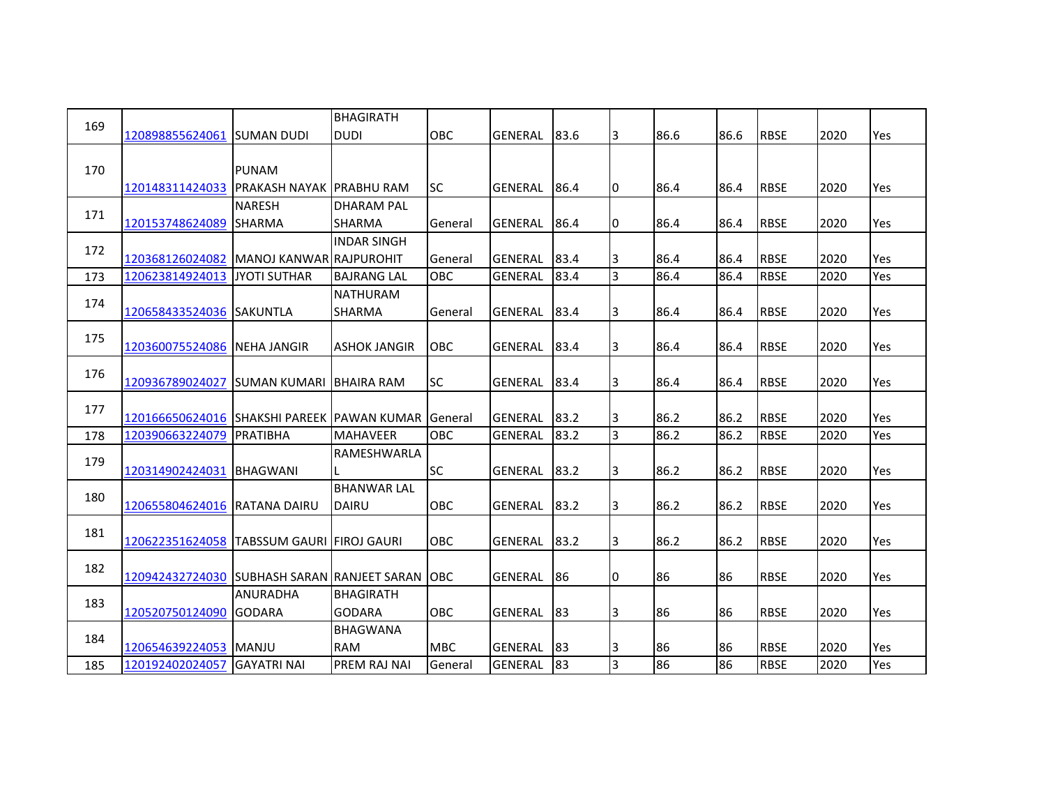| 169 | 120898855624061 | SUMAN DUDI | BHAGIRATH DUDI | OBC | GENERAL | 83.6 | 3 | 86.6 | 86.6 | RBSE | 2020 | Yes |
|---|---|---|---|---|---|---|---|---|---|---|---|---|
| 170 | 120148311424033 | PUNAM PRAKASH NAYAK | PRABHU RAM | SC | GENERAL | 86.4 | 0 | 86.4 | 86.4 | RBSE | 2020 | Yes |
| 171 | 120153748624089 | NARESH SHARMA | DHARAM PAL SHARMA | General | GENERAL | 86.4 | 0 | 86.4 | 86.4 | RBSE | 2020 | Yes |
| 172 | 120368126024082 | MANOJ KANWAR | INDAR SINGH RAJPUROHIT | General | GENERAL | 83.4 | 3 | 86.4 | 86.4 | RBSE | 2020 | Yes |
| 173 | 120623814924013 | JYOTI SUTHAR | BAJRANG LAL | OBC | GENERAL | 83.4 | 3 | 86.4 | 86.4 | RBSE | 2020 | Yes |
| 174 | 120658433524036 | SAKUNTLA | NATHURAM SHARMA | General | GENERAL | 83.4 | 3 | 86.4 | 86.4 | RBSE | 2020 | Yes |
| 175 | 120360075524086 | NEHA JANGIR | ASHOK JANGIR | OBC | GENERAL | 83.4 | 3 | 86.4 | 86.4 | RBSE | 2020 | Yes |
| 176 | 120936789024027 | SUMAN KUMARI | BHAIRA RAM | SC | GENERAL | 83.4 | 3 | 86.4 | 86.4 | RBSE | 2020 | Yes |
| 177 | 120166650624016 | SHAKSHI PAREEK | PAWAN KUMAR | General | GENERAL | 83.2 | 3 | 86.2 | 86.2 | RBSE | 2020 | Yes |
| 178 | 120390663224079 | PRATIBHA | MAHAVEER | OBC | GENERAL | 83.2 | 3 | 86.2 | 86.2 | RBSE | 2020 | Yes |
| 179 | 120314902424031 | BHAGWANI | RAMESHWARLAL | SC | GENERAL | 83.2 | 3 | 86.2 | 86.2 | RBSE | 2020 | Yes |
| 180 | 120655804624016 | RATANA DAIRU | BHANWAR LAL DAIRU | OBC | GENERAL | 83.2 | 3 | 86.2 | 86.2 | RBSE | 2020 | Yes |
| 181 | 120622351624058 | TABSSUM GAURI | FIROJ GAURI | OBC | GENERAL | 83.2 | 3 | 86.2 | 86.2 | RBSE | 2020 | Yes |
| 182 | 120942432724030 | SUBHASH SARAN | RANJEET SARAN | OBC | GENERAL | 86 | 0 | 86 | 86 | RBSE | 2020 | Yes |
| 183 | 120520750124090 | ANURADHA GODARA | BHAGIRATH GODARA | OBC | GENERAL | 83 | 3 | 86 | 86 | RBSE | 2020 | Yes |
| 184 | 120654639224053 | MANJU | BHAGWANA RAM | MBC | GENERAL | 83 | 3 | 86 | 86 | RBSE | 2020 | Yes |
| 185 | 120192402024057 | GAYATRI NAI | PREM RAJ NAI | General | GENERAL | 83 | 3 | 86 | 86 | RBSE | 2020 | Yes |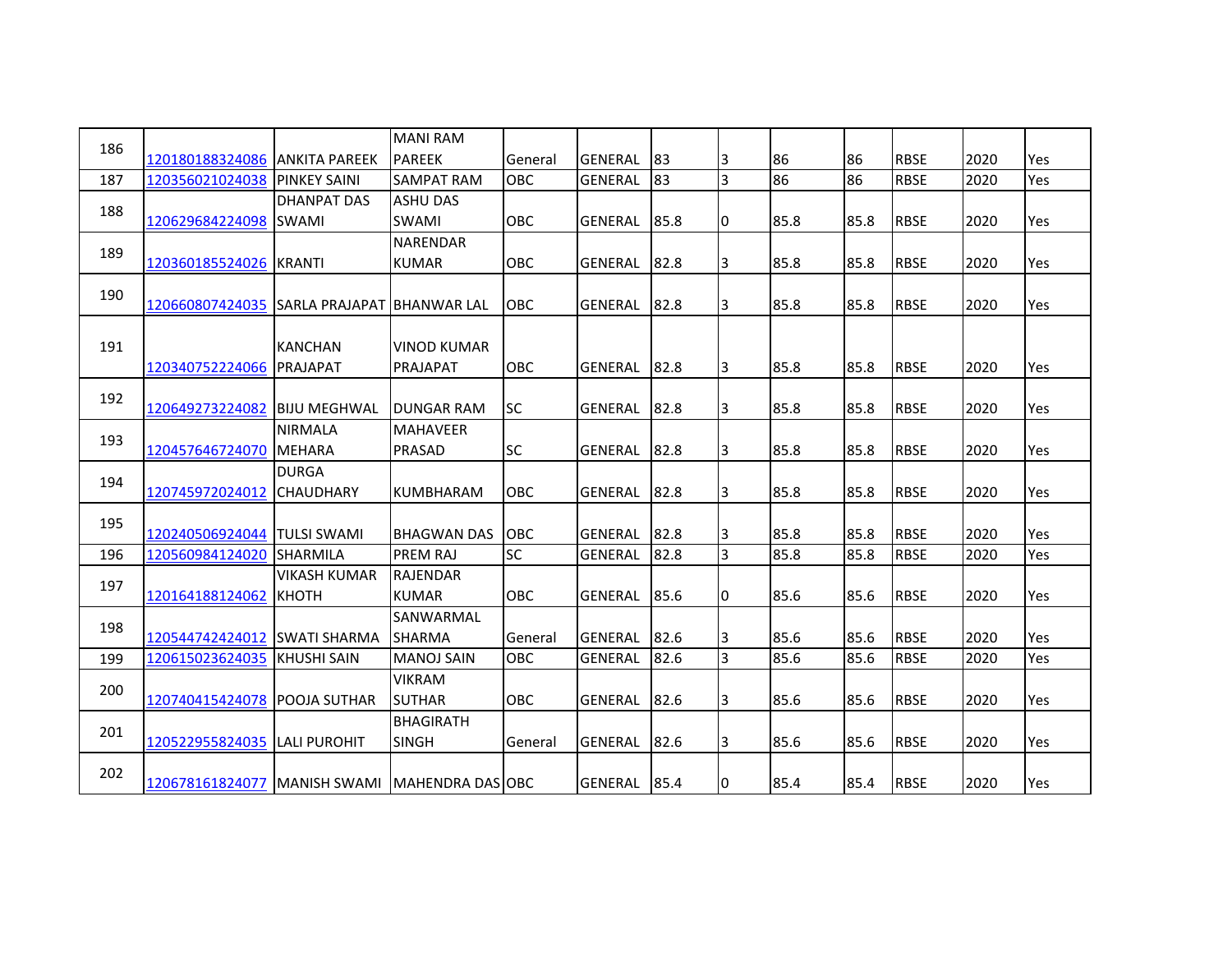| 186 | 120180188324086 | ANKITA PAREEK | MANI RAM PAREEK | General | GENERAL | 83 | 3 | 86 | 86 | RBSE | 2020 | Yes |
|---|---|---|---|---|---|---|---|---|---|---|---|---|
| 187 | 120356021024038 | PINKEY SAINI | SAMPAT RAM | OBC | GENERAL | 83 | 3 | 86 | 86 | RBSE | 2020 | Yes |
| 188 | 120629684224098 | DHANPAT DAS SWAMI | ASHU DAS SWAMI | OBC | GENERAL | 85.8 | 0 | 85.8 | 85.8 | RBSE | 2020 | Yes |
| 189 | 120360185524026 | KRANTI | NARENDAR KUMAR | OBC | GENERAL | 82.8 | 3 | 85.8 | 85.8 | RBSE | 2020 | Yes |
| 190 | 120660807424035 | SARLA PRAJAPAT | BHANWAR LAL | OBC | GENERAL | 82.8 | 3 | 85.8 | 85.8 | RBSE | 2020 | Yes |
| 191 | 120340752224066 | KANCHAN PRAJAPAT | VINOD KUMAR PRAJAPAT | OBC | GENERAL | 82.8 | 3 | 85.8 | 85.8 | RBSE | 2020 | Yes |
| 192 | 120649273224082 | BIJU MEGHWAL | DUNGAR RAM | SC | GENERAL | 82.8 | 3 | 85.8 | 85.8 | RBSE | 2020 | Yes |
| 193 | 120457646724070 | NIRMALA MEHARA | MAHAVEER PRASAD | SC | GENERAL | 82.8 | 3 | 85.8 | 85.8 | RBSE | 2020 | Yes |
| 194 | 120745972024012 | DURGA CHAUDHARY | KUMBHARAM | OBC | GENERAL | 82.8 | 3 | 85.8 | 85.8 | RBSE | 2020 | Yes |
| 195 | 120240506924044 | TULSI SWAMI | BHAGWAN DAS | OBC | GENERAL | 82.8 | 3 | 85.8 | 85.8 | RBSE | 2020 | Yes |
| 196 | 120560984124020 | SHARMILA | PREM RAJ | SC | GENERAL | 82.8 | 3 | 85.8 | 85.8 | RBSE | 2020 | Yes |
| 197 | 120164188124062 | VIKASH KUMAR KHOTH | RAJENDAR KUMAR | OBC | GENERAL | 85.6 | 0 | 85.6 | 85.6 | RBSE | 2020 | Yes |
| 198 | 120544742424012 | SWATI SHARMA | SANWARMAL SHARMA | General | GENERAL | 82.6 | 3 | 85.6 | 85.6 | RBSE | 2020 | Yes |
| 199 | 120615023624035 | KHUSHI SAIN | MANOJ SAIN | OBC | GENERAL | 82.6 | 3 | 85.6 | 85.6 | RBSE | 2020 | Yes |
| 200 | 120740415424078 | POOJA SUTHAR | VIKRAM SUTHAR | OBC | GENERAL | 82.6 | 3 | 85.6 | 85.6 | RBSE | 2020 | Yes |
| 201 | 120522955824035 | LALI PUROHIT | BHAGIRATH SINGH | General | GENERAL | 82.6 | 3 | 85.6 | 85.6 | RBSE | 2020 | Yes |
| 202 | 120678161824077 | MANISH SWAMI | MAHENDRA DAS | OBC | GENERAL | 85.4 | 0 | 85.4 | 85.4 | RBSE | 2020 | Yes |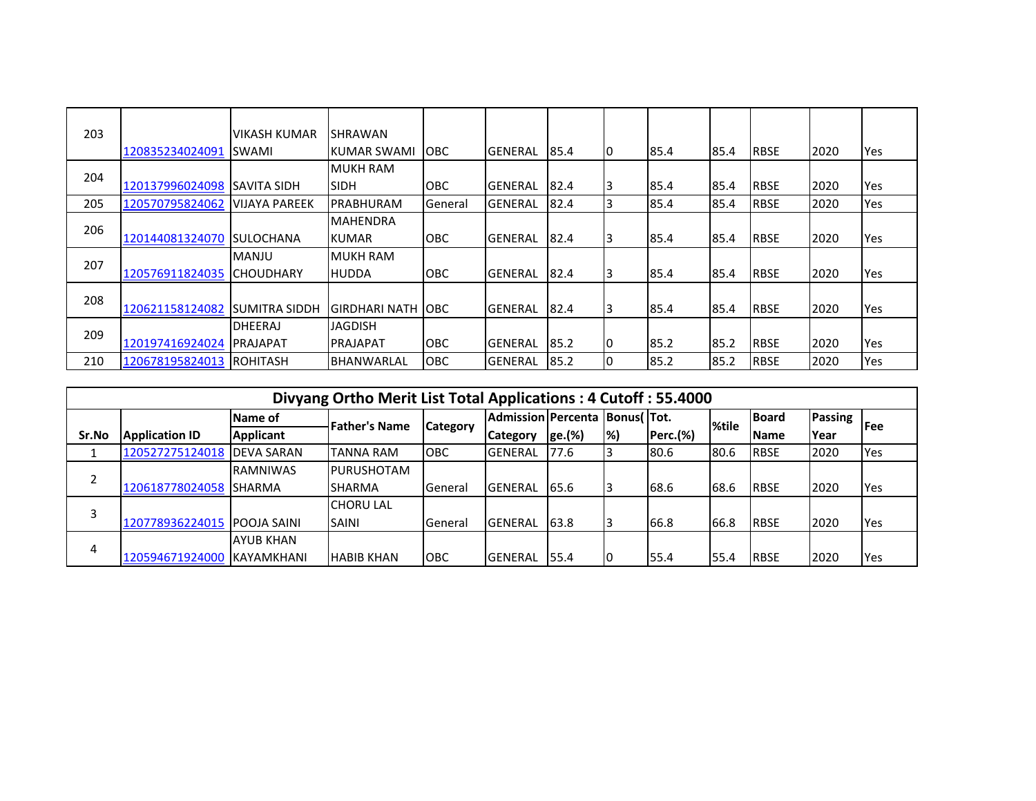| | | | | | | | | | | | | |
|---|---|---|---|---|---|---|---|---|---|---|---|---|
| 203 | 120835234024091 | VIKASH KUMAR SWAMI | SHRAWAN KUMAR SWAMI | OBC | GENERAL | 85.4 | 0 | 85.4 | 85.4 | RBSE | 2020 | Yes |
| 204 | 120137996024098 | SAVITA SIDH | MUKH RAM SIDH | OBC | GENERAL | 82.4 | 3 | 85.4 | 85.4 | RBSE | 2020 | Yes |
| 205 | 120570795824062 | VIJAYA PAREEK | PRABHURAM | General | GENERAL | 82.4 | 3 | 85.4 | 85.4 | RBSE | 2020 | Yes |
| 206 | 120144081324070 | SULOCHANA | MAHENDRA KUMAR | OBC | GENERAL | 82.4 | 3 | 85.4 | 85.4 | RBSE | 2020 | Yes |
| 207 | 120576911824035 | MANJU CHOUDHARY | MUKH RAM HUDDA | OBC | GENERAL | 82.4 | 3 | 85.4 | 85.4 | RBSE | 2020 | Yes |
| 208 | 120621158124082 | SUMITRA SIDDH | GIRDHARI NATH | OBC | GENERAL | 82.4 | 3 | 85.4 | 85.4 | RBSE | 2020 | Yes |
| 209 | 120197416924024 | DHEERAJ PRAJAPAT | JAGDISH PRAJAPAT | OBC | GENERAL | 85.2 | 0 | 85.2 | 85.2 | RBSE | 2020 | Yes |
| 210 | 120678195824013 | ROHITASH | BHANWARLAL | OBC | GENERAL | 85.2 | 0 | 85.2 | 85.2 | RBSE | 2020 | Yes |

## Divyang Ortho Merit List Total Applications : 4 Cutoff : 55.4000

| Sr.No | Application ID | Name of Applicant | Father's Name | Category | Admission Category | Percentage.(%) | Bonus(%) | Tot. Perc.(%) | %tile | Board Name | Passing Year | Fee |
|---|---|---|---|---|---|---|---|---|---|---|---|---|
| 1 | 120527275124018 | DEVA SARAN | TANNA RAM | OBC | GENERAL | 77.6 | 3 | 80.6 | 80.6 | RBSE | 2020 | Yes |
| 2 | 120618778024058 | RAMNIWAS SHARMA | PURUSHOTAM SHARMA | General | GENERAL | 65.6 | 3 | 68.6 | 68.6 | RBSE | 2020 | Yes |
| 3 | 120778936224015 | POOJA SAINI | CHORU LAL SAINI | General | GENERAL | 63.8 | 3 | 66.8 | 66.8 | RBSE | 2020 | Yes |
| 4 | 120594671924000 | AYUB KHAN KAYAMKHANI | HABIB KHAN | OBC | GENERAL | 55.4 | 0 | 55.4 | 55.4 | RBSE | 2020 | Yes |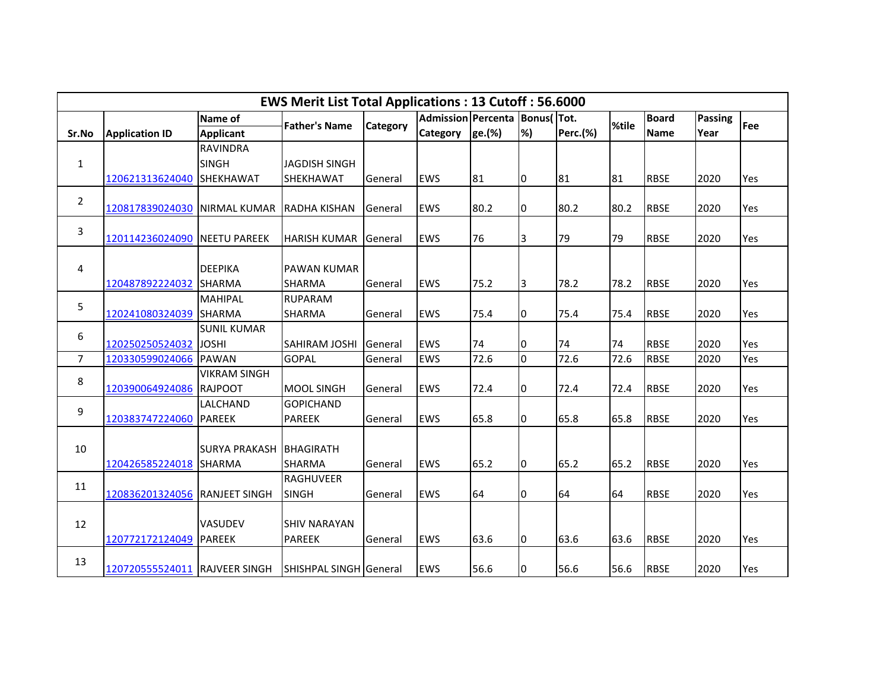| EWS Merit List Total Applications : 13 Cutoff : 56.6000 | | | | | | | | | | | | |
|---|---|---|---|---|---|---|---|---|---|---|---|---|
| Sr.No | Application ID | Name of Applicant | Father's Name | Category | Admission Category | Percentage.(%) | Bonus(%) | Tot. Perc.(%) | %tile | Board Name | Passing Year | Fee |
| 1 | 120621313624040 | RAVINDRA SINGH SHEKHAWAT | JAGDISH SINGH SHEKHAWAT | General | EWS | 81 | 0 | 81 | 81 | RBSE | 2020 | Yes |
| 2 | 120817839024030 | NIRMAL KUMAR | RADHA KISHAN | General | EWS | 80.2 | 0 | 80.2 | 80.2 | RBSE | 2020 | Yes |
| 3 | 120114236024090 | NEETU PAREEK | HARISH KUMAR | General | EWS | 76 | 3 | 79 | 79 | RBSE | 2020 | Yes |
| 4 | 120487892224032 | DEEPIKA SHARMA | PAWAN KUMAR SHARMA | General | EWS | 75.2 | 3 | 78.2 | 78.2 | RBSE | 2020 | Yes |
| 5 | 120241080324039 | MAHIPAL SHARMA | RUPARAM SHARMA | General | EWS | 75.4 | 0 | 75.4 | 75.4 | RBSE | 2020 | Yes |
| 6 | 120250250524032 | SUNIL KUMAR JOSHI | SAHIRAM JOSHI | General | EWS | 74 | 0 | 74 | 74 | RBSE | 2020 | Yes |
| 7 | 120330599024066 | PAWAN | GOPAL | General | EWS | 72.6 | 0 | 72.6 | 72.6 | RBSE | 2020 | Yes |
| 8 | 120390064924086 | VIKRAM SINGH RAJPOOT | MOOL SINGH | General | EWS | 72.4 | 0 | 72.4 | 72.4 | RBSE | 2020 | Yes |
| 9 | 120383747224060 | LALCHAND PAREEK | GOPICHAND PAREEK | General | EWS | 65.8 | 0 | 65.8 | 65.8 | RBSE | 2020 | Yes |
| 10 | 120426585224018 | SURYA PRAKASH SHARMA | BHAGIRATH SHARMA | General | EWS | 65.2 | 0 | 65.2 | 65.2 | RBSE | 2020 | Yes |
| 11 | 120836201324056 | RANJEET SINGH | RAGHUVEER SINGH | General | EWS | 64 | 0 | 64 | 64 | RBSE | 2020 | Yes |
| 12 | 120772172124049 | VASUDEV PAREEK | SHIV NARAYAN PAREEK | General | EWS | 63.6 | 0 | 63.6 | 63.6 | RBSE | 2020 | Yes |
| 13 | 120720555524011 | RAJVEER SINGH | SHISHPAL SINGH | General | EWS | 56.6 | 0 | 56.6 | 56.6 | RBSE | 2020 | Yes |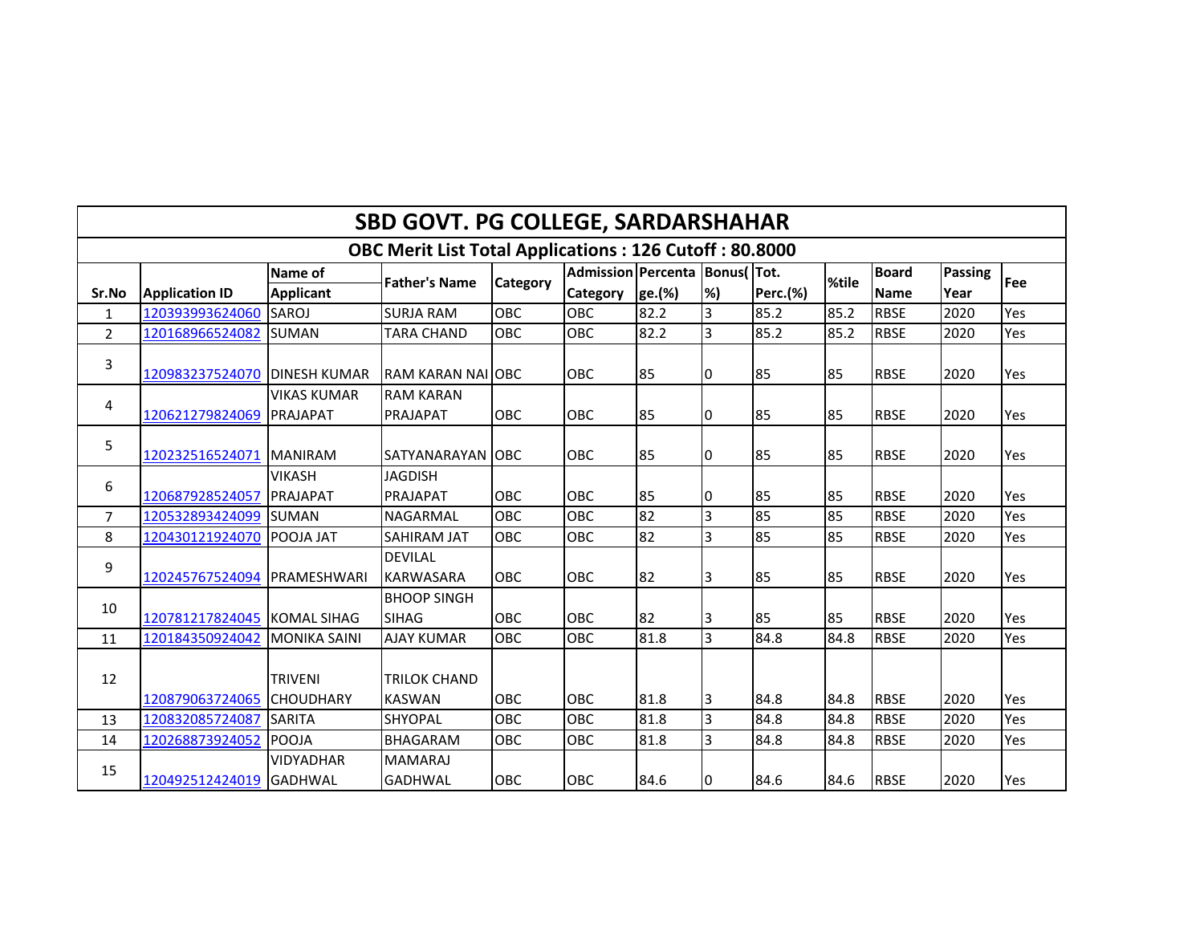# SBD GOVT. PG COLLEGE, SARDARSHAHAR

## OBC Merit List Total Applications : 126 Cutoff : 80.8000

| Sr.No | Application ID | Name of Applicant | Father's Name | Category | Admission Category | Percentage.(%) | Bonus(%) | Tot. Perc.(%) | %tile | Board Name | Passing Year | Fee |
|---|---|---|---|---|---|---|---|---|---|---|---|---|
| 1 | 120393993624060 | SAROJ | SURJA RAM | OBC | OBC | 82.2 | 3 | 85.2 | 85.2 | RBSE | 2020 | Yes |
| 2 | 120168966524082 | SUMAN | TARA CHAND | OBC | OBC | 82.2 | 3 | 85.2 | 85.2 | RBSE | 2020 | Yes |
| 3 | 120983237524070 | DINESH KUMAR | RAM KARAN NAI | OBC | OBC | 85 | 0 | 85 | 85 | RBSE | 2020 | Yes |
| 4 | 120621279824069 | VIKAS KUMAR PRAJAPAT | RAM KARAN PRAJAPAT | OBC | OBC | 85 | 0 | 85 | 85 | RBSE | 2020 | Yes |
| 5 | 120232516524071 | MANIRAM | SATYANARAYAN | OBC | OBC | 85 | 0 | 85 | 85 | RBSE | 2020 | Yes |
| 6 | 120687928524057 | VIKASH PRAJAPAT | JAGDISH PRAJAPAT | OBC | OBC | 85 | 0 | 85 | 85 | RBSE | 2020 | Yes |
| 7 | 120532893424099 | SUMAN | NAGARMAL | OBC | OBC | 82 | 3 | 85 | 85 | RBSE | 2020 | Yes |
| 8 | 120430121924070 | POOJA JAT | SAHIRAM JAT | OBC | OBC | 82 | 3 | 85 | 85 | RBSE | 2020 | Yes |
| 9 | 120245767524094 | PRAMESHWARI | DEVILAL KARWASARA | OBC | OBC | 82 | 3 | 85 | 85 | RBSE | 2020 | Yes |
| 10 | 120781217824045 | KOMAL SIHAG | BHOOP SINGH SIHAG | OBC | OBC | 82 | 3 | 85 | 85 | RBSE | 2020 | Yes |
| 11 | 120184350924042 | MONIKA SAINI | AJAY KUMAR | OBC | OBC | 81.8 | 3 | 84.8 | 84.8 | RBSE | 2020 | Yes |
| 12 | 120879063724065 | TRIVENI CHOUDHARY | TRILOK CHAND KASWAN | OBC | OBC | 81.8 | 3 | 84.8 | 84.8 | RBSE | 2020 | Yes |
| 13 | 120832085724087 | SARITA | SHYOPAL | OBC | OBC | 81.8 | 3 | 84.8 | 84.8 | RBSE | 2020 | Yes |
| 14 | 120268873924052 | POOJA | BHAGARAM | OBC | OBC | 81.8 | 3 | 84.8 | 84.8 | RBSE | 2020 | Yes |
| 15 | 120492512424019 | VIDYADHAR GADHWAL | MAMARAJ GADHWAL | OBC | OBC | 84.6 | 0 | 84.6 | 84.6 | RBSE | 2020 | Yes |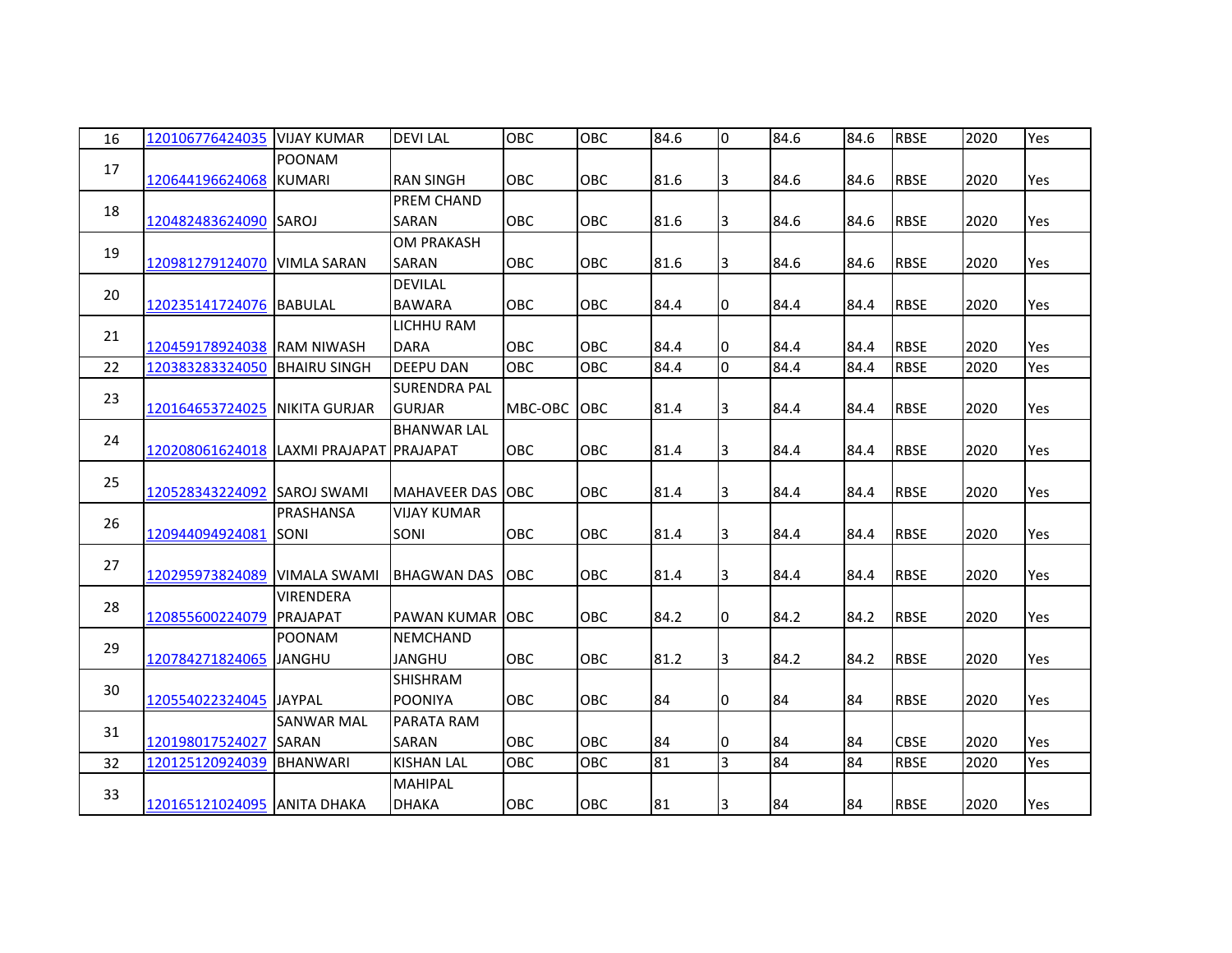| 16 | 120106776424035 | VIJAY KUMAR | DEVI LAL | OBC | OBC | 84.6 | 0 | 84.6 | 84.6 | RBSE | 2020 | Yes |
|---|---|---|---|---|---|---|---|---|---|---|---|---|
| 17 | 120644196624068 | POONAM KUMARI | RAN SINGH | OBC | OBC | 81.6 | 3 | 84.6 | 84.6 | RBSE | 2020 | Yes |
| 18 | 120482483624090 | SAROJ | PREM CHAND SARAN | OBC | OBC | 81.6 | 3 | 84.6 | 84.6 | RBSE | 2020 | Yes |
| 19 | 120981279124070 | VIMLA SARAN | OM PRAKASH SARAN | OBC | OBC | 81.6 | 3 | 84.6 | 84.6 | RBSE | 2020 | Yes |
| 20 | 120235141724076 | BABULAL | DEVILAL BAWARA | OBC | OBC | 84.4 | 0 | 84.4 | 84.4 | RBSE | 2020 | Yes |
| 21 | 120459178924038 | RAM NIWASH | LICHHU RAM DARA | OBC | OBC | 84.4 | 0 | 84.4 | 84.4 | RBSE | 2020 | Yes |
| 22 | 120383283324050 | BHAIRU SINGH | DEEPU DAN | OBC | OBC | 84.4 | 0 | 84.4 | 84.4 | RBSE | 2020 | Yes |
| 23 | 120164653724025 | NIKITA GURJAR | SURENDRA PAL GURJAR | MBC-OBC | OBC | 81.4 | 3 | 84.4 | 84.4 | RBSE | 2020 | Yes |
| 24 | 120208061624018 | LAXMI PRAJAPAT | BHANWAR LAL PRAJAPAT | OBC | OBC | 81.4 | 3 | 84.4 | 84.4 | RBSE | 2020 | Yes |
| 25 | 120528343224092 | SAROJ SWAMI | MAHAVEER DAS | OBC | OBC | 81.4 | 3 | 84.4 | 84.4 | RBSE | 2020 | Yes |
| 26 | 120944094924081 | PRASHANSA SONI | VIJAY KUMAR SONI | OBC | OBC | 81.4 | 3 | 84.4 | 84.4 | RBSE | 2020 | Yes |
| 27 | 120295973824089 | VIMALA SWAMI | BHAGWAN DAS | OBC | OBC | 81.4 | 3 | 84.4 | 84.4 | RBSE | 2020 | Yes |
| 28 | 120855600224079 | VIRENDERA PRAJAPAT | PAWAN KUMAR | OBC | OBC | 84.2 | 0 | 84.2 | 84.2 | RBSE | 2020 | Yes |
| 29 | 120784271824065 | POONAM JANGHU | NEMCHAND JANGHU | OBC | OBC | 81.2 | 3 | 84.2 | 84.2 | RBSE | 2020 | Yes |
| 30 | 120554022324045 | JAYPAL | SHISHRAM POONIYA | OBC | OBC | 84 | 0 | 84 | 84 | RBSE | 2020 | Yes |
| 31 | 120198017524027 | SANWAR MAL SARAN | PARATA RAM SARAN | OBC | OBC | 84 | 0 | 84 | 84 | CBSE | 2020 | Yes |
| 32 | 120125120924039 | BHANWARI | KISHAN LAL | OBC | OBC | 81 | 3 | 84 | 84 | RBSE | 2020 | Yes |
| 33 | 120165121024095 | ANITA DHAKA | MAHIPAL DHAKA | OBC | OBC | 81 | 3 | 84 | 84 | RBSE | 2020 | Yes |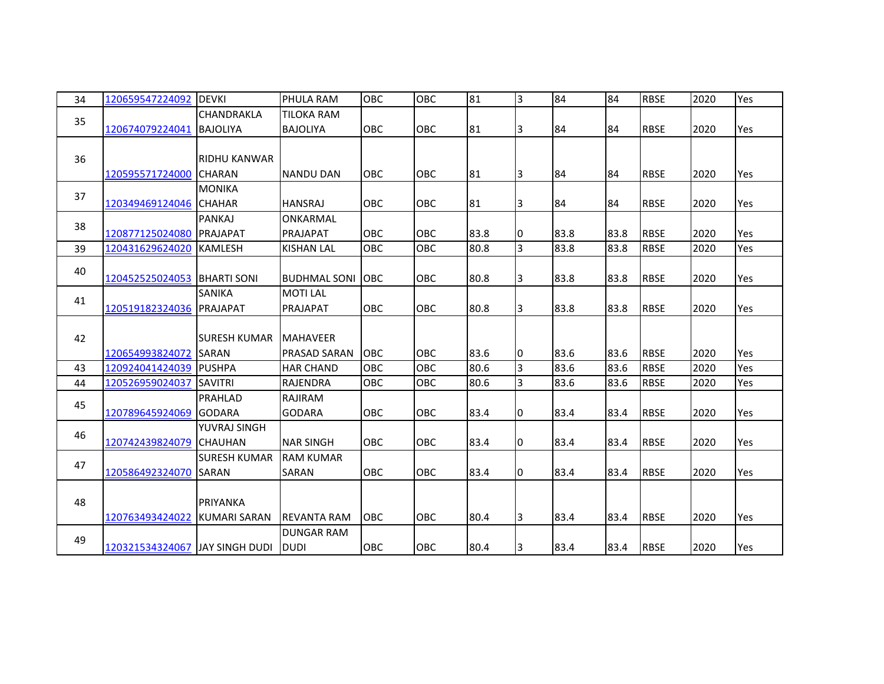| 34 | 120659547224092 | DEVKI | PHULA RAM | OBC | OBC | 81 | 3 | 84 | 84 | RBSE | 2020 | Yes |
|---|---|---|---|---|---|---|---|---|---|---|---|---|
| 35 | 120674079224041 | CHANDRAKLA BAJOLIYA | TILOKA RAM BAJOLIYA | OBC | OBC | 81 | 3 | 84 | 84 | RBSE | 2020 | Yes |
| 36 | 120595571724000 | RIDHU KANWAR CHARAN | NANDU DAN | OBC | OBC | 81 | 3 | 84 | 84 | RBSE | 2020 | Yes |
| 37 | 120349469124046 | MONIKA CHAHAR | HANSRAJ | OBC | OBC | 81 | 3 | 84 | 84 | RBSE | 2020 | Yes |
| 38 | 120877125024080 | PANKAJ PRAJAPAT | ONKARMAL PRAJAPAT | OBC | OBC | 83.8 | 0 | 83.8 | 83.8 | RBSE | 2020 | Yes |
| 39 | 120431629624020 | KAMLESH | KISHAN LAL | OBC | OBC | 80.8 | 3 | 83.8 | 83.8 | RBSE | 2020 | Yes |
| 40 | 120452525024053 | BHARTI SONI | BUDHMAL SONI | OBC | OBC | 80.8 | 3 | 83.8 | 83.8 | RBSE | 2020 | Yes |
| 41 | 120519182324036 | SANIKA PRAJAPAT | MOTI LAL PRAJAPAT | OBC | OBC | 80.8 | 3 | 83.8 | 83.8 | RBSE | 2020 | Yes |
| 42 | 120654993824072 | SURESH KUMAR SARAN | MAHAVEER PRASAD SARAN | OBC | OBC | 83.6 | 0 | 83.6 | 83.6 | RBSE | 2020 | Yes |
| 43 | 120924041424039 | PUSHPA | HAR CHAND | OBC | OBC | 80.6 | 3 | 83.6 | 83.6 | RBSE | 2020 | Yes |
| 44 | 120526959024037 | SAVITRI | RAJENDRA | OBC | OBC | 80.6 | 3 | 83.6 | 83.6 | RBSE | 2020 | Yes |
| 45 | 120789645924069 | PRAHLAD GODARA | RAJIRAM GODARA | OBC | OBC | 83.4 | 0 | 83.4 | 83.4 | RBSE | 2020 | Yes |
| 46 | 120742439824079 | YUVRAJ SINGH CHAUHAN | NAR SINGH | OBC | OBC | 83.4 | 0 | 83.4 | 83.4 | RBSE | 2020 | Yes |
| 47 | 120586492324070 | SURESH KUMAR SARAN | RAM KUMAR SARAN | OBC | OBC | 83.4 | 0 | 83.4 | 83.4 | RBSE | 2020 | Yes |
| 48 | 120763493424022 | PRIYANKA KUMARI SARAN | REVANTA RAM | OBC | OBC | 80.4 | 3 | 83.4 | 83.4 | RBSE | 2020 | Yes |
| 49 | 120321534324067 | JAY SINGH DUDI | DUNGAR RAM DUDI | OBC | OBC | 80.4 | 3 | 83.4 | 83.4 | RBSE | 2020 | Yes |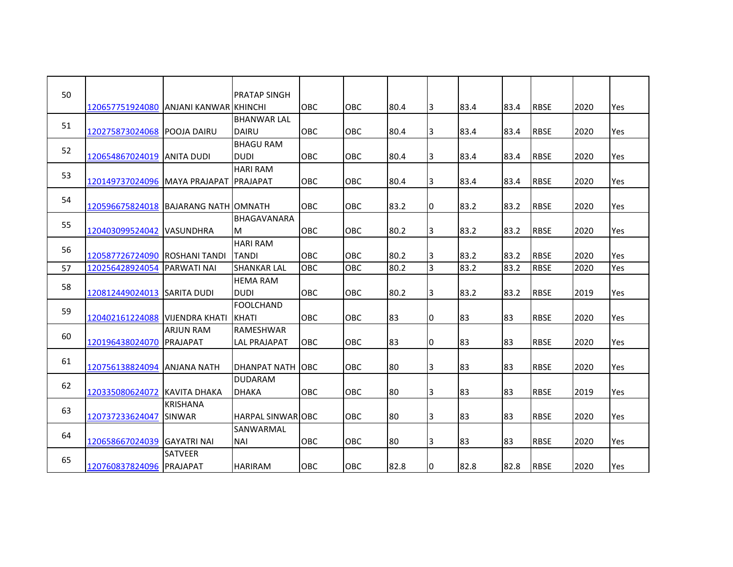| 50 | 120657751924080 | ANJANI KANWAR | PRATAP SINGH KHINCHI | OBC | OBC | 80.4 | 3 | 83.4 | 83.4 | RBSE | 2020 | Yes |
|---|---|---|---|---|---|---|---|---|---|---|---|---|
| 51 | 120275873024068 | POOJA DAIRU | BHANWAR LAL DAIRU | OBC | OBC | 80.4 | 3 | 83.4 | 83.4 | RBSE | 2020 | Yes |
| 52 | 120654867024019 | ANITA DUDI | BHAGU RAM DUDI | OBC | OBC | 80.4 | 3 | 83.4 | 83.4 | RBSE | 2020 | Yes |
| 53 | 120149737024096 | MAYA PRAJAPAT | HARI RAM PRAJAPAT | OBC | OBC | 80.4 | 3 | 83.4 | 83.4 | RBSE | 2020 | Yes |
| 54 | 120596675824018 | BAJARANG NATH | OMNATH | OBC | OBC | 83.2 | 0 | 83.2 | 83.2 | RBSE | 2020 | Yes |
| 55 | 120403099524042 | VASUNDHRA | BHAGAVANARAM | OBC | OBC | 80.2 | 3 | 83.2 | 83.2 | RBSE | 2020 | Yes |
| 56 | 120587726724090 | ROSHANI TANDI | HARI RAM TANDI | OBC | OBC | 80.2 | 3 | 83.2 | 83.2 | RBSE | 2020 | Yes |
| 57 | 120256428924054 | PARWATI NAI | SHANKAR LAL | OBC | OBC | 80.2 | 3 | 83.2 | 83.2 | RBSE | 2020 | Yes |
| 58 | 120812449024013 | SARITA DUDI | HEMA RAM DUDI | OBC | OBC | 80.2 | 3 | 83.2 | 83.2 | RBSE | 2019 | Yes |
| 59 | 120402161224088 | VIJENDRA KHATI | FOOLCHAND KHATI | OBC | OBC | 83 | 0 | 83 | 83 | RBSE | 2020 | Yes |
| 60 | 120196438024070 | ARJUN RAM PRAJAPAT | RAMESHWAR LAL PRAJAPAT | OBC | OBC | 83 | 0 | 83 | 83 | RBSE | 2020 | Yes |
| 61 | 120756138824094 | ANJANA NATH | DHANPAT NATH | OBC | OBC | 80 | 3 | 83 | 83 | RBSE | 2020 | Yes |
| 62 | 120335080624072 | KAVITA DHAKA | DUDARAM DHAKA | OBC | OBC | 80 | 3 | 83 | 83 | RBSE | 2019 | Yes |
| 63 | 120737233624047 | KRISHANA SINWAR | HARPAL SINWAR | OBC | OBC | 80 | 3 | 83 | 83 | RBSE | 2020 | Yes |
| 64 | 120658667024039 | GAYATRI NAI | SANWARMAL NAI | OBC | OBC | 80 | 3 | 83 | 83 | RBSE | 2020 | Yes |
| 65 | 120760837824096 | SATVEER PRAJAPAT | HARIRAM | OBC | OBC | 82.8 | 0 | 82.8 | 82.8 | RBSE | 2020 | Yes |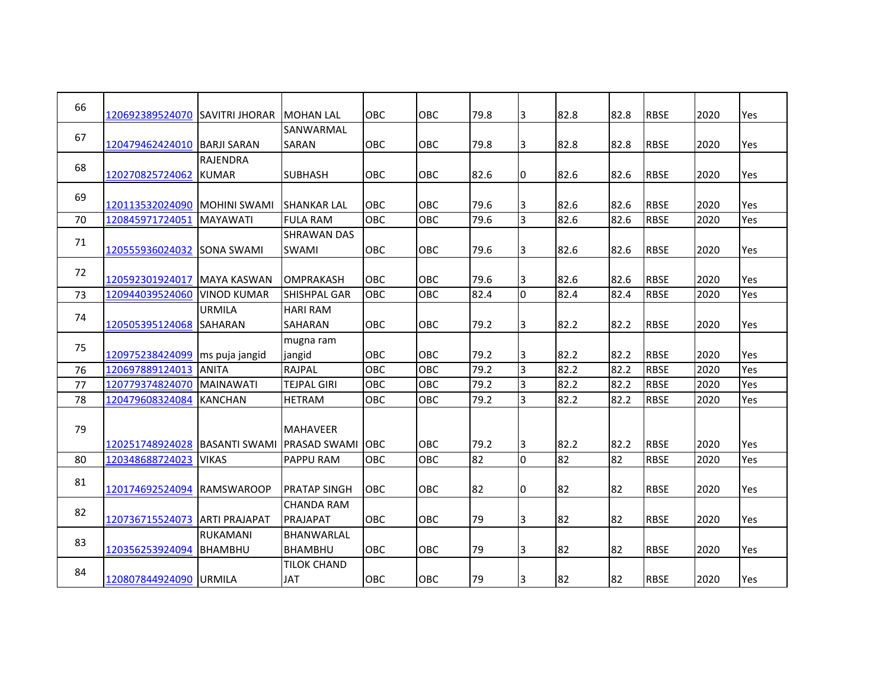| | | | | | | | | | | | | |
|---|---|---|---|---|---|---|---|---|---|---|---|---|
| 66 | 120692389524070 | SAVITRI JHORAR | MOHAN LAL | OBC | OBC | 79.8 | 3 | 82.8 | 82.8 | RBSE | 2020 | Yes |
| 67 | 120479462424010 | BARJI SARAN | SANWARMAL SARAN | OBC | OBC | 79.8 | 3 | 82.8 | 82.8 | RBSE | 2020 | Yes |
| 68 | 120270825724062 | RAJENDRA KUMAR | SUBHASH | OBC | OBC | 82.6 | 0 | 82.6 | 82.6 | RBSE | 2020 | Yes |
| 69 | 120113532024090 | MOHINI SWAMI | SHANKAR LAL | OBC | OBC | 79.6 | 3 | 82.6 | 82.6 | RBSE | 2020 | Yes |
| 70 | 120845971724051 | MAYAWATI | FULA RAM | OBC | OBC | 79.6 | 3 | 82.6 | 82.6 | RBSE | 2020 | Yes |
| 71 | 120555936024032 | SONA SWAMI | SHRAWAN DAS SWAMI | OBC | OBC | 79.6 | 3 | 82.6 | 82.6 | RBSE | 2020 | Yes |
| 72 | 120592301924017 | MAYA KASWAN | OMPRAKASH | OBC | OBC | 79.6 | 3 | 82.6 | 82.6 | RBSE | 2020 | Yes |
| 73 | 120944039524060 | VINOD KUMAR | SHISHPAL GAR | OBC | OBC | 82.4 | 0 | 82.4 | 82.4 | RBSE | 2020 | Yes |
| 74 | 120505395124068 | URMILA SAHARAN | HARI RAM SAHARAN | OBC | OBC | 79.2 | 3 | 82.2 | 82.2 | RBSE | 2020 | Yes |
| 75 | 120975238424099 | ms puja jangid | mugna ram jangid | OBC | OBC | 79.2 | 3 | 82.2 | 82.2 | RBSE | 2020 | Yes |
| 76 | 120697889124013 | ANITA | RAJPAL | OBC | OBC | 79.2 | 3 | 82.2 | 82.2 | RBSE | 2020 | Yes |
| 77 | 120779374824070 | MAINAWATI | TEJPAL GIRI | OBC | OBC | 79.2 | 3 | 82.2 | 82.2 | RBSE | 2020 | Yes |
| 78 | 120479608324084 | KANCHAN | HETRAM | OBC | OBC | 79.2 | 3 | 82.2 | 82.2 | RBSE | 2020 | Yes |
| 79 | 120251748924028 | BASANTI SWAMI | MAHAVEER PRASAD SWAMI | OBC | OBC | 79.2 | 3 | 82.2 | 82.2 | RBSE | 2020 | Yes |
| 80 | 120348688724023 | VIKAS | PAPPU RAM | OBC | OBC | 82 | 0 | 82 | 82 | RBSE | 2020 | Yes |
| 81 | 120174692524094 | RAMSWAROOP | PRATAP SINGH | OBC | OBC | 82 | 0 | 82 | 82 | RBSE | 2020 | Yes |
| 82 | 120736715524073 | ARTI PRAJAPAT | CHANDA RAM PRAJAPAT | OBC | OBC | 79 | 3 | 82 | 82 | RBSE | 2020 | Yes |
| 83 | 120356253924094 | RUKAMANI BHAMBHU | BHANWARLAL BHAMBHU | OBC | OBC | 79 | 3 | 82 | 82 | RBSE | 2020 | Yes |
| 84 | 120807844924090 | URMILA | TILOK CHAND JAT | OBC | OBC | 79 | 3 | 82 | 82 | RBSE | 2020 | Yes |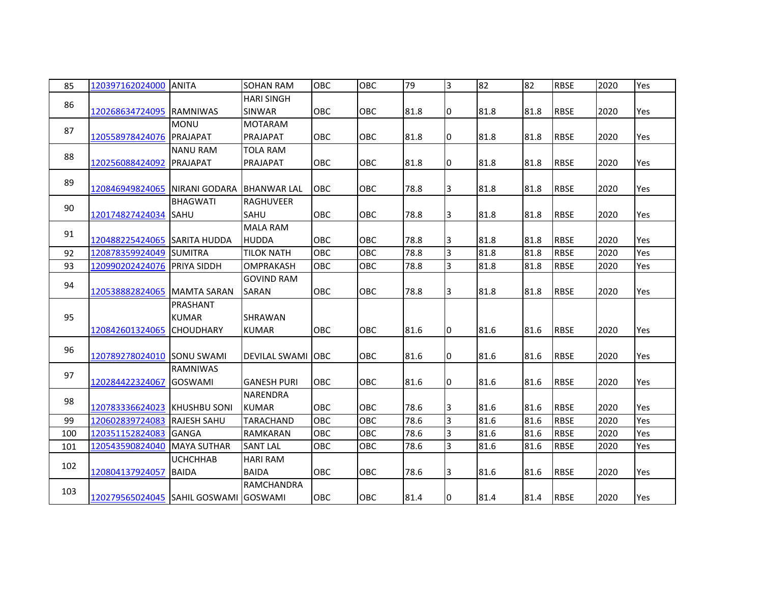| | | | | | | | | | | | | |
|---|---|---|---|---|---|---|---|---|---|---|---|---|
| 85 | 120397162024000 | ANITA | SOHAN RAM | OBC | OBC | 79 | 3 | 82 | 82 | RBSE | 2020 | Yes |
| 86 | 120268634724095 | RAMNIWAS | HARI SINGH SINWAR | OBC | OBC | 81.8 | 0 | 81.8 | 81.8 | RBSE | 2020 | Yes |
| 87 | 120558978424076 | MONU PRAJAPAT | MOTARAM PRAJAPAT | OBC | OBC | 81.8 | 0 | 81.8 | 81.8 | RBSE | 2020 | Yes |
| 88 | 120256088424092 | NANU RAM PRAJAPAT | TOLA RAM PRAJAPAT | OBC | OBC | 81.8 | 0 | 81.8 | 81.8 | RBSE | 2020 | Yes |
| 89 | 120846949824065 | NIRANI GODARA | BHANWAR LAL | OBC | OBC | 78.8 | 3 | 81.8 | 81.8 | RBSE | 2020 | Yes |
| 90 | 120174827424034 | BHAGWATI SAHU | RAGHUVEER SAHU | OBC | OBC | 78.8 | 3 | 81.8 | 81.8 | RBSE | 2020 | Yes |
| 91 | 120488225424065 | SARITA HUDDA | MALA RAM HUDDA | OBC | OBC | 78.8 | 3 | 81.8 | 81.8 | RBSE | 2020 | Yes |
| 92 | 120878359924049 | SUMITRA | TILOK NATH | OBC | OBC | 78.8 | 3 | 81.8 | 81.8 | RBSE | 2020 | Yes |
| 93 | 120990202424076 | PRIYA SIDDH | OMPRAKASH | OBC | OBC | 78.8 | 3 | 81.8 | 81.8 | RBSE | 2020 | Yes |
| 94 | 120538882824065 | MAMTA SARAN | GOVIND RAM SARAN | OBC | OBC | 78.8 | 3 | 81.8 | 81.8 | RBSE | 2020 | Yes |
| 95 | 120842601324065 | PRASHANT KUMAR CHOUDHARY | SHRAWAN KUMAR | OBC | OBC | 81.6 | 0 | 81.6 | 81.6 | RBSE | 2020 | Yes |
| 96 | 120789278024010 | SONU SWAMI | DEVILAL SWAMI | OBC | OBC | 81.6 | 0 | 81.6 | 81.6 | RBSE | 2020 | Yes |
| 97 | 120284422324067 | RAMNIWAS GOSWAMI | GANESH PURI | OBC | OBC | 81.6 | 0 | 81.6 | 81.6 | RBSE | 2020 | Yes |
| 98 | 120783336624023 | KHUSHBU SONI | NARENDRA KUMAR | OBC | OBC | 78.6 | 3 | 81.6 | 81.6 | RBSE | 2020 | Yes |
| 99 | 120602839724083 | RAJESH SAHU | TARACHAND | OBC | OBC | 78.6 | 3 | 81.6 | 81.6 | RBSE | 2020 | Yes |
| 100 | 120351152824083 | GANGA | RAMKARAN | OBC | OBC | 78.6 | 3 | 81.6 | 81.6 | RBSE | 2020 | Yes |
| 101 | 120543590824040 | MAYA SUTHAR | SANT LAL | OBC | OBC | 78.6 | 3 | 81.6 | 81.6 | RBSE | 2020 | Yes |
| 102 | 120804137924057 | UCHCHHAB BAIDA | HARI RAM BAIDA | OBC | OBC | 78.6 | 3 | 81.6 | 81.6 | RBSE | 2020 | Yes |
| 103 | 120279565024045 | SAHIL GOSWAMI | RAMCHANDRA GOSWAMI | OBC | OBC | 81.4 | 0 | 81.4 | 81.4 | RBSE | 2020 | Yes |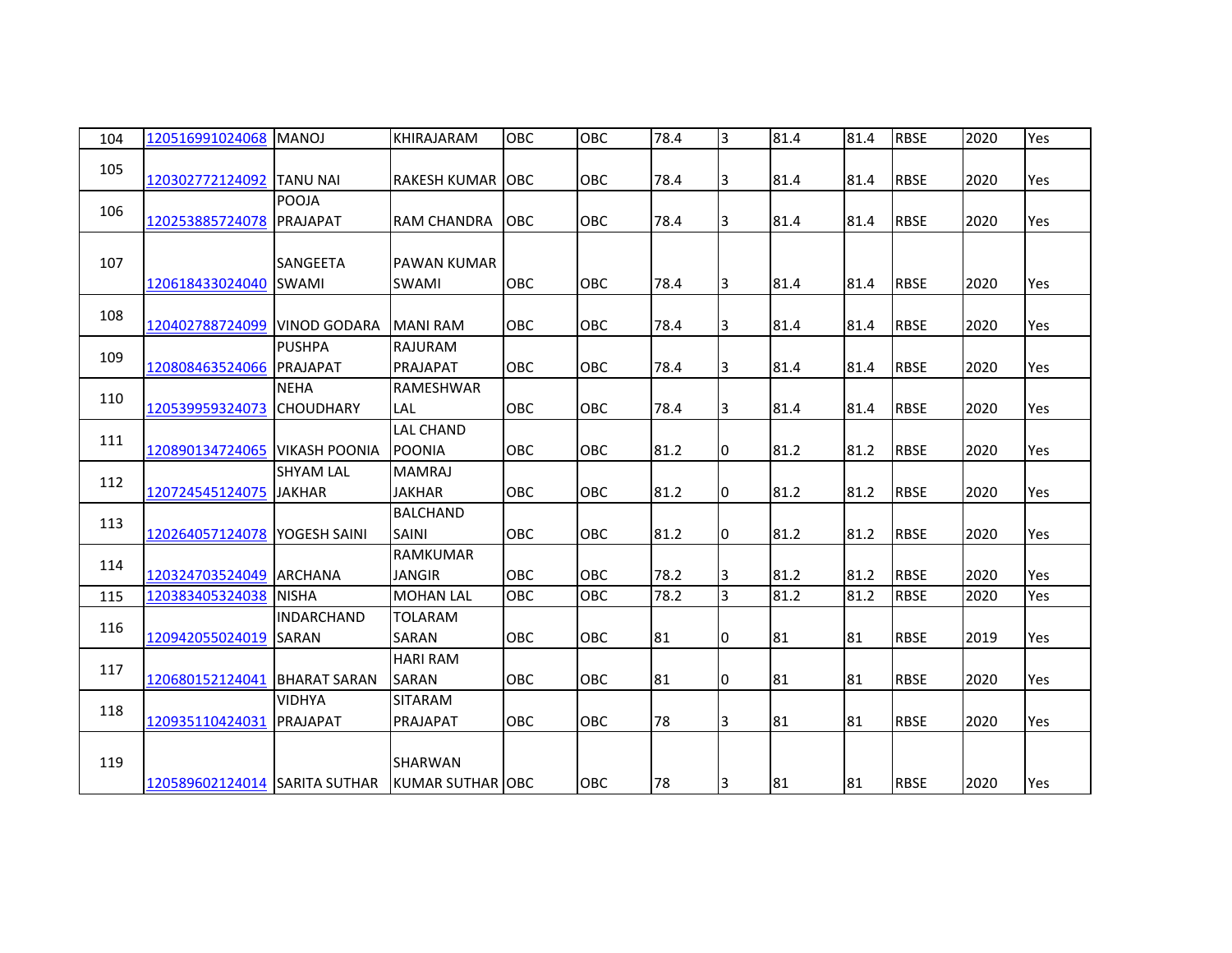| | | | | | | | | | | | | |
|---|---|---|---|---|---|---|---|---|---|---|---|---|
| 104 | 120516991024068 | MANOJ | KHIRAJARAM | OBC | OBC | 78.4 | 3 | 81.4 | 81.4 | RBSE | 2020 | Yes |
| 105 | 120302772124092 | TANU NAI | RAKESH KUMAR | OBC | OBC | 78.4 | 3 | 81.4 | 81.4 | RBSE | 2020 | Yes |
| 106 | 120253885724078 | POOJA PRAJAPAT | RAM CHANDRA | OBC | OBC | 78.4 | 3 | 81.4 | 81.4 | RBSE | 2020 | Yes |
| 107 | 120618433024040 | SANGEETA SWAMI | PAWAN KUMAR SWAMI | OBC | OBC | 78.4 | 3 | 81.4 | 81.4 | RBSE | 2020 | Yes |
| 108 | 120402788724099 | VINOD GODARA | MANI RAM | OBC | OBC | 78.4 | 3 | 81.4 | 81.4 | RBSE | 2020 | Yes |
| 109 | 120808463524066 | PUSHPA PRAJAPAT | RAJURAM PRAJAPAT | OBC | OBC | 78.4 | 3 | 81.4 | 81.4 | RBSE | 2020 | Yes |
| 110 | 120539959324073 | NEHA CHOUDHARY | RAMESHWAR LAL | OBC | OBC | 78.4 | 3 | 81.4 | 81.4 | RBSE | 2020 | Yes |
| 111 | 120890134724065 | VIKASH POONIA | LAL CHAND POONIA | OBC | OBC | 81.2 | 0 | 81.2 | 81.2 | RBSE | 2020 | Yes |
| 112 | 120724545124075 | SHYAM LAL JAKHAR | MAMRAJ JAKHAR | OBC | OBC | 81.2 | 0 | 81.2 | 81.2 | RBSE | 2020 | Yes |
| 113 | 120264057124078 | YOGESH SAINI | BALCHAND SAINI | OBC | OBC | 81.2 | 0 | 81.2 | 81.2 | RBSE | 2020 | Yes |
| 114 | 120324703524049 | ARCHANA | RAMKUMAR JANGIR | OBC | OBC | 78.2 | 3 | 81.2 | 81.2 | RBSE | 2020 | Yes |
| 115 | 120383405324038 | NISHA | MOHAN LAL | OBC | OBC | 78.2 | 3 | 81.2 | 81.2 | RBSE | 2020 | Yes |
| 116 | 120942055024019 | INDARCHAND SARAN | TOLARAM SARAN | OBC | OBC | 81 | 0 | 81 | 81 | RBSE | 2019 | Yes |
| 117 | 120680152124041 | BHARAT SARAN | HARI RAM SARAN | OBC | OBC | 81 | 0 | 81 | 81 | RBSE | 2020 | Yes |
| 118 | 120935110424031 | VIDHYA PRAJAPAT | SITARAM PRAJAPAT | OBC | OBC | 78 | 3 | 81 | 81 | RBSE | 2020 | Yes |
| 119 | 120589602124014 | SARITA SUTHAR | SHARWAN KUMAR SUTHAR | OBC | OBC | 78 | 3 | 81 | 81 | RBSE | 2020 | Yes |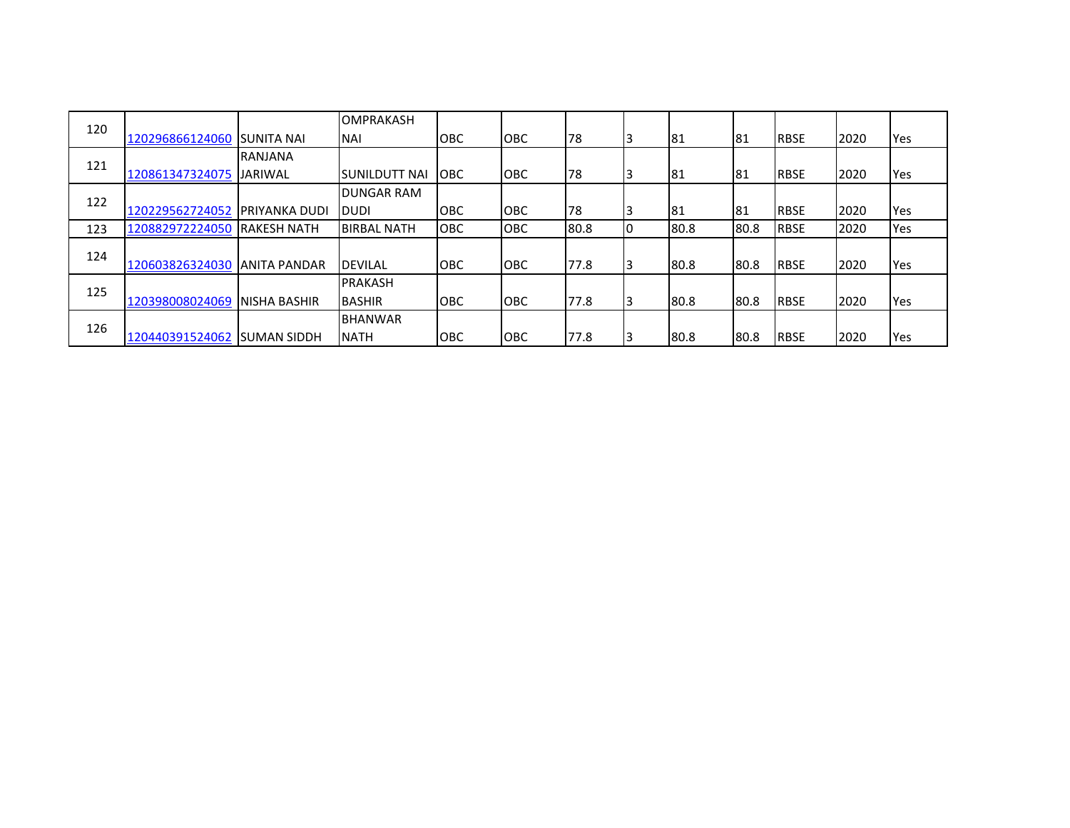| | | | | | | | | | | | | |
|---|---|---|---|---|---|---|---|---|---|---|---|---|
| 120 | 120296866124060 | SUNITA NAI | OMPRAKASH NAI | OBC | OBC | 78 | 3 | 81 | 81 | RBSE | 2020 | Yes |
| 121 | 120861347324075 | RANJANA JARIWAL | SUNILDUTT NAI | OBC | OBC | 78 | 3 | 81 | 81 | RBSE | 2020 | Yes |
| 122 | 120229562724052 | PRIYANKA DUDI | DUNGAR RAM DUDI | OBC | OBC | 78 | 3 | 81 | 81 | RBSE | 2020 | Yes |
| 123 | 120882972224050 | RAKESH NATH | BIRBAL NATH | OBC | OBC | 80.8 | 0 | 80.8 | 80.8 | RBSE | 2020 | Yes |
| 124 | 120603826324030 | ANITA PANDAR | DEVILAL | OBC | OBC | 77.8 | 3 | 80.8 | 80.8 | RBSE | 2020 | Yes |
| 125 | 120398008024069 | NISHA BASHIR | PRAKASH BASHIR | OBC | OBC | 77.8 | 3 | 80.8 | 80.8 | RBSE | 2020 | Yes |
| 126 | 120440391524062 | SUMAN SIDDH | BHANWAR NATH | OBC | OBC | 77.8 | 3 | 80.8 | 80.8 | RBSE | 2020 | Yes |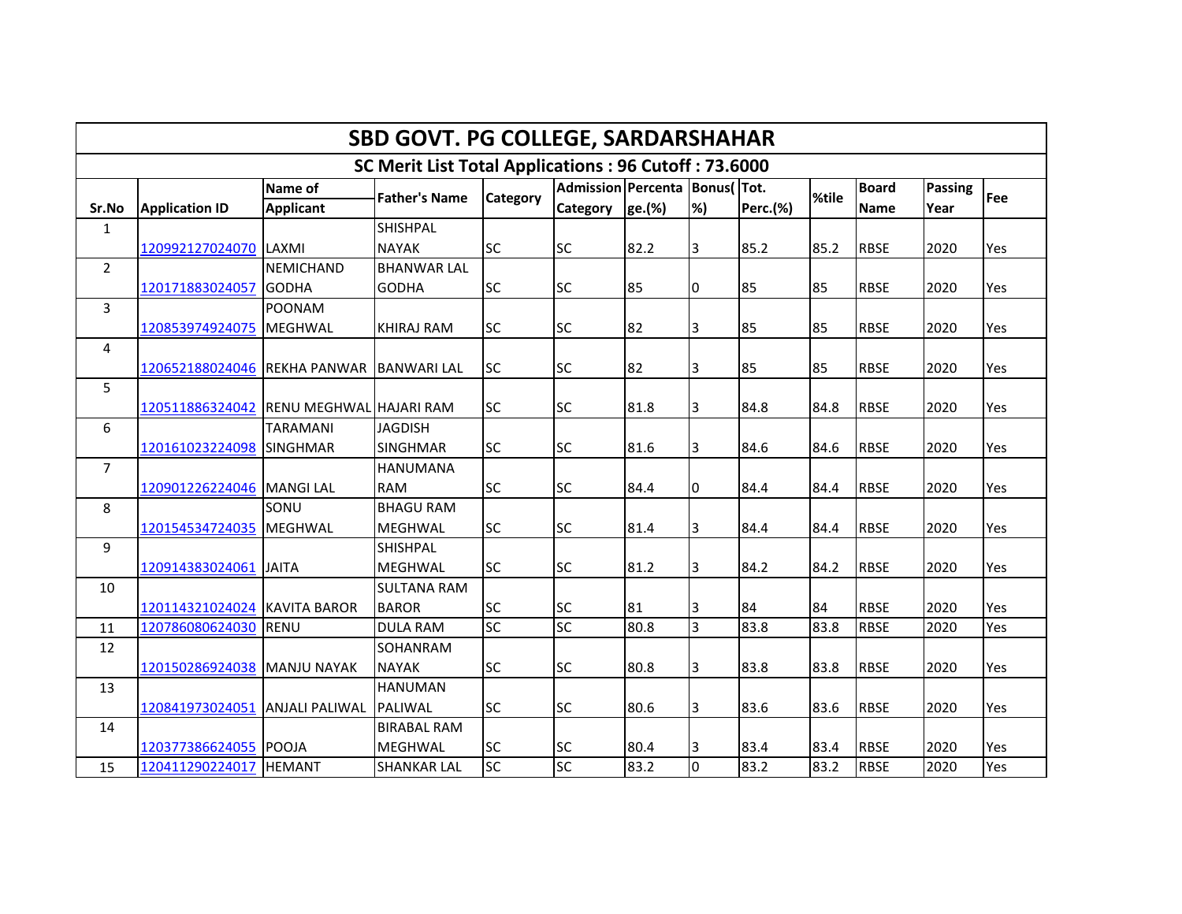# SBD GOVT. PG COLLEGE, SARDARSHAHAR

## SC Merit List Total Applications : 96 Cutoff : 73.6000

| Sr.No | Application ID | Name of Applicant | Father's Name | Category | Admission Category | Percentage.(%) | Bonus(%) | Tot. Perc.(%) | %tile | Board Name | Passing Year | Fee |
|---|---|---|---|---|---|---|---|---|---|---|---|---|
| 1 | 120992127024070 | LAXMI | SHISHPAL NAYAK | SC | SC | 82.2 | 3 | 85.2 | 85.2 | RBSE | 2020 | Yes |
| 2 | 120171883024057 | NEMICHAND GODHA | BHANWAR LAL GODHA | SC | SC | 85 | 0 | 85 | 85 | RBSE | 2020 | Yes |
| 3 | 120853974924075 | POONAM MEGHWAL | KHIRAJ RAM | SC | SC | 82 | 3 | 85 | 85 | RBSE | 2020 | Yes |
| 4 | 120652188024046 | REKHA PANWAR | BANWARI LAL | SC | SC | 82 | 3 | 85 | 85 | RBSE | 2020 | Yes |
| 5 | 120511886324042 | RENU MEGHWAL | HAJARI RAM | SC | SC | 81.8 | 3 | 84.8 | 84.8 | RBSE | 2020 | Yes |
| 6 | 120161023224098 | TARAMANI SINGHMAR | JAGDISH SINGHMAR | SC | SC | 81.6 | 3 | 84.6 | 84.6 | RBSE | 2020 | Yes |
| 7 | 120901226224046 | MANGI LAL | HANUMANA RAM | SC | SC | 84.4 | 0 | 84.4 | 84.4 | RBSE | 2020 | Yes |
| 8 | 120154534724035 | SONU MEGHWAL | BHAGU RAM MEGHWAL | SC | SC | 81.4 | 3 | 84.4 | 84.4 | RBSE | 2020 | Yes |
| 9 | 120914383024061 | JAITA | SHISHPAL MEGHWAL | SC | SC | 81.2 | 3 | 84.2 | 84.2 | RBSE | 2020 | Yes |
| 10 | 120114321024024 | KAVITA BAROR | SULTANA RAM BAROR | SC | SC | 81 | 3 | 84 | 84 | RBSE | 2020 | Yes |
| 11 | 120786080624030 | RENU | DULA RAM | SC | SC | 80.8 | 3 | 83.8 | 83.8 | RBSE | 2020 | Yes |
| 12 | 120150286924038 | MANJU NAYAK | SOHANRAM NAYAK | SC | SC | 80.8 | 3 | 83.8 | 83.8 | RBSE | 2020 | Yes |
| 13 | 120841973024051 | ANJALI PALIWAL | HANUMAN PALIWAL | SC | SC | 80.6 | 3 | 83.6 | 83.6 | RBSE | 2020 | Yes |
| 14 | 120377386624055 | POOJA | BIRABAL RAM MEGHWAL | SC | SC | 80.4 | 3 | 83.4 | 83.4 | RBSE | 2020 | Yes |
| 15 | 120411290224017 | HEMANT | SHANKAR LAL | SC | SC | 83.2 | 0 | 83.2 | 83.2 | RBSE | 2020 | Yes |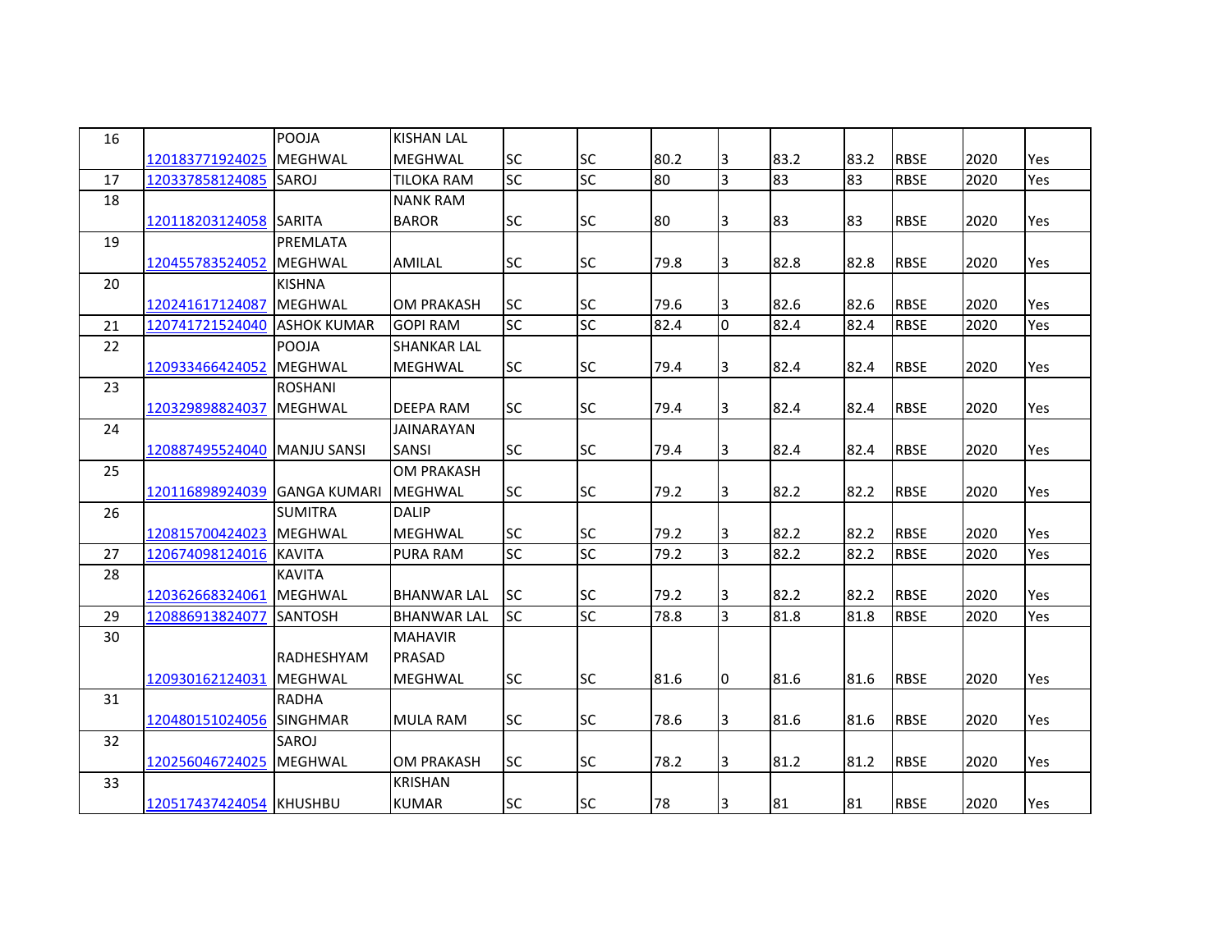| 16 | 120183771924025 | POOJA MEGHWAL | KISHAN LAL MEGHWAL | SC | SC | 80.2 | 3 | 83.2 | 83.2 | RBSE | 2020 | Yes |
|---|---|---|---|---|---|---|---|---|---|---|---|---|
| 17 | 120337858124085 | SAROJ | TILOKA RAM | SC | SC | 80 | 3 | 83 | 83 | RBSE | 2020 | Yes |
| 18 | 120118203124058 | SARITA | NANK RAM BAROR | SC | SC | 80 | 3 | 83 | 83 | RBSE | 2020 | Yes |
| 19 | 120455783524052 | PREMLATA MEGHWAL | AMILAL | SC | SC | 79.8 | 3 | 82.8 | 82.8 | RBSE | 2020 | Yes |
| 20 | 120241617124087 | KISHNA MEGHWAL | OM PRAKASH | SC | SC | 79.6 | 3 | 82.6 | 82.6 | RBSE | 2020 | Yes |
| 21 | 120741721524040 | ASHOK KUMAR | GOPI RAM | SC | SC | 82.4 | 0 | 82.4 | 82.4 | RBSE | 2020 | Yes |
| 22 | 120933466424052 | POOJA MEGHWAL | SHANKAR LAL MEGHWAL | SC | SC | 79.4 | 3 | 82.4 | 82.4 | RBSE | 2020 | Yes |
| 23 | 120329898824037 | ROSHANI MEGHWAL | DEEPA RAM | SC | SC | 79.4 | 3 | 82.4 | 82.4 | RBSE | 2020 | Yes |
| 24 | 120887495524040 | MANJU SANSI | JAINARAYAN SANSI | SC | SC | 79.4 | 3 | 82.4 | 82.4 | RBSE | 2020 | Yes |
| 25 | 120116898924039 | GANGA KUMARI | OM PRAKASH MEGHWAL | SC | SC | 79.2 | 3 | 82.2 | 82.2 | RBSE | 2020 | Yes |
| 26 | 120815700424023 | SUMITRA MEGHWAL | DALIP MEGHWAL | SC | SC | 79.2 | 3 | 82.2 | 82.2 | RBSE | 2020 | Yes |
| 27 | 120674098124016 | KAVITA | PURA RAM | SC | SC | 79.2 | 3 | 82.2 | 82.2 | RBSE | 2020 | Yes |
| 28 | 120362668324061 | KAVITA MEGHWAL | BHANWAR LAL | SC | SC | 79.2 | 3 | 82.2 | 82.2 | RBSE | 2020 | Yes |
| 29 | 120886913824077 | SANTOSH | BHANWAR LAL | SC | SC | 78.8 | 3 | 81.8 | 81.8 | RBSE | 2020 | Yes |
| 30 | 120930162124031 | RADHESHYAM MEGHWAL | MAHAVIR PRASAD MEGHWAL | SC | SC | 81.6 | 0 | 81.6 | 81.6 | RBSE | 2020 | Yes |
| 31 | 120480151024056 | RADHA SINGHMAR | MULA RAM | SC | SC | 78.6 | 3 | 81.6 | 81.6 | RBSE | 2020 | Yes |
| 32 | 120256046724025 | SAROJ MEGHWAL | OM PRAKASH | SC | SC | 78.2 | 3 | 81.2 | 81.2 | RBSE | 2020 | Yes |
| 33 | 120517437424054 | KHUSHBU | KRISHAN KUMAR | SC | SC | 78 | 3 | 81 | 81 | RBSE | 2020 | Yes |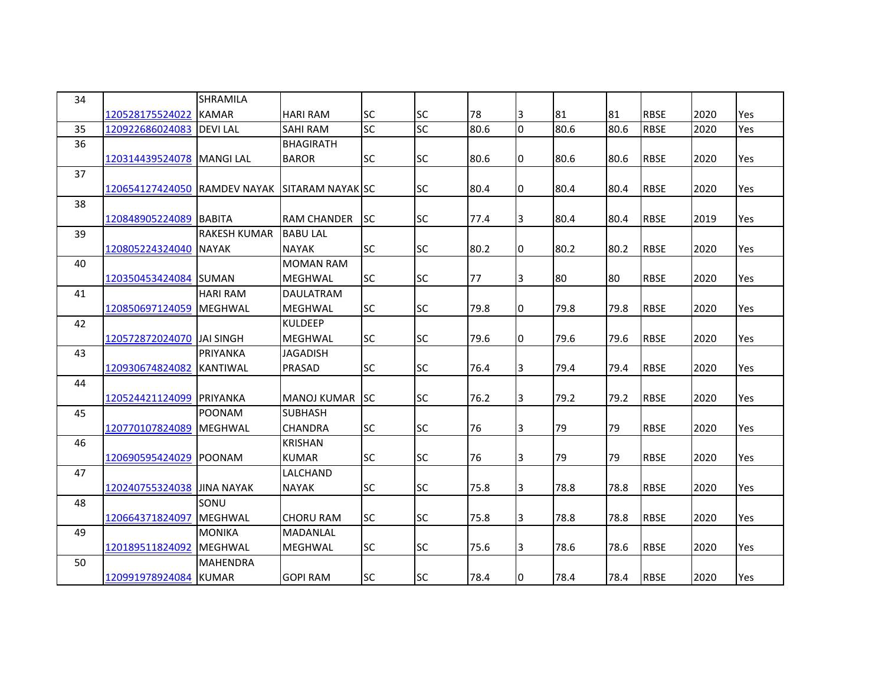| | | | | | | | | | | | | |
|---|---|---|---|---|---|---|---|---|---|---|---|---|
| 34 | 120528175524022 | SHRAMILA KAMAR | HARI RAM | SC | SC | 78 | 3 | 81 | 81 | RBSE | 2020 | Yes |
| 35 | 120922686024083 | DEVI LAL | SAHI RAM | SC | SC | 80.6 | 0 | 80.6 | 80.6 | RBSE | 2020 | Yes |
| 36 | 120314439524078 | MANGI LAL | BHAGIRATH BAROR | SC | SC | 80.6 | 0 | 80.6 | 80.6 | RBSE | 2020 | Yes |
| 37 | 120654127424050 | RAMDEV NAYAK | SITARAM NAYAK | SC | SC | 80.4 | 0 | 80.4 | 80.4 | RBSE | 2020 | Yes |
| 38 | 120848905224089 | BABITA | RAM CHANDER | SC | SC | 77.4 | 3 | 80.4 | 80.4 | RBSE | 2019 | Yes |
| 39 | 120805224324040 | RAKESH KUMAR NAYAK | BABU LAL NAYAK | SC | SC | 80.2 | 0 | 80.2 | 80.2 | RBSE | 2020 | Yes |
| 40 | 120350453424084 | SUMAN | MOMAN RAM MEGHWAL | SC | SC | 77 | 3 | 80 | 80 | RBSE | 2020 | Yes |
| 41 | 120850697124059 | HARI RAM MEGHWAL | DAULATRAM MEGHWAL | SC | SC | 79.8 | 0 | 79.8 | 79.8 | RBSE | 2020 | Yes |
| 42 | 120572872024070 | JAI SINGH | KULDEEP MEGHWAL | SC | SC | 79.6 | 0 | 79.6 | 79.6 | RBSE | 2020 | Yes |
| 43 | 120930674824082 | PRIYANKA KANTIWAL | JAGADISH PRASAD | SC | SC | 76.4 | 3 | 79.4 | 79.4 | RBSE | 2020 | Yes |
| 44 | 120524421124099 | PRIYANKA | MANOJ KUMAR | SC | SC | 76.2 | 3 | 79.2 | 79.2 | RBSE | 2020 | Yes |
| 45 | 120770107824089 | POONAM MEGHWAL | SUBHASH CHANDRA | SC | SC | 76 | 3 | 79 | 79 | RBSE | 2020 | Yes |
| 46 | 120690595424029 | POONAM | KRISHAN KUMAR | SC | SC | 76 | 3 | 79 | 79 | RBSE | 2020 | Yes |
| 47 | 120240755324038 | JINA NAYAK | LALCHAND NAYAK | SC | SC | 75.8 | 3 | 78.8 | 78.8 | RBSE | 2020 | Yes |
| 48 | 120664371824097 | SONU MEGHWAL | CHORU RAM | SC | SC | 75.8 | 3 | 78.8 | 78.8 | RBSE | 2020 | Yes |
| 49 | 120189511824092 | MONIKA MEGHWAL | MADANLAL MEGHWAL | SC | SC | 75.6 | 3 | 78.6 | 78.6 | RBSE | 2020 | Yes |
| 50 | 120991978924084 | MAHENDRA KUMAR | GOPI RAM | SC | SC | 78.4 | 0 | 78.4 | 78.4 | RBSE | 2020 | Yes |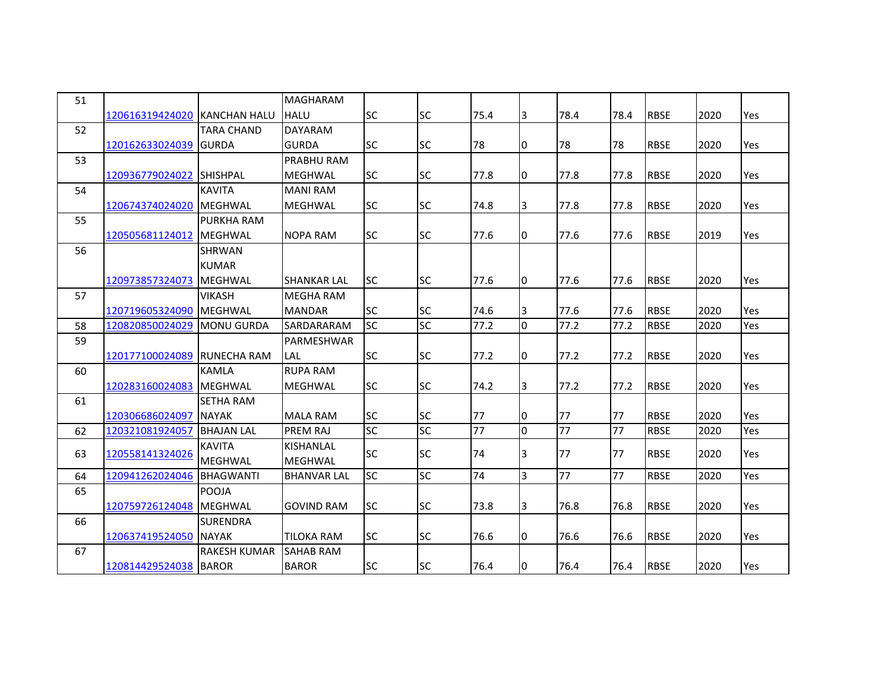| 51 | 120616319424020 | KANCHAN HALU | MAGHARAM HALU | SC | SC | 75.4 | 3 | 78.4 | 78.4 | RBSE | 2020 | Yes |
|---|---|---|---|---|---|---|---|---|---|---|---|---|
| 52 | 120162633024039 | TARA CHAND GURDA | DAYARAM GURDA | SC | SC | 78 | 0 | 78 | 78 | RBSE | 2020 | Yes |
| 53 | 120936779024022 | SHISHPAL | PRABHU RAM MEGHWAL | SC | SC | 77.8 | 0 | 77.8 | 77.8 | RBSE | 2020 | Yes |
| 54 | 120674374024020 | KAVITA MEGHWAL | MANI RAM MEGHWAL | SC | SC | 74.8 | 3 | 77.8 | 77.8 | RBSE | 2020 | Yes |
| 55 | 120505681124012 | PURKHA RAM MEGHWAL | NOPA RAM | SC | SC | 77.6 | 0 | 77.6 | 77.6 | RBSE | 2019 | Yes |
| 56 | 120973857324073 | SHRWAN KUMAR MEGHWAL | SHANKAR LAL | SC | SC | 77.6 | 0 | 77.6 | 77.6 | RBSE | 2020 | Yes |
| 57 | 120719605324090 | VIKASH MEGHWAL | MEGHA RAM MANDAR | SC | SC | 74.6 | 3 | 77.6 | 77.6 | RBSE | 2020 | Yes |
| 58 | 120820850024029 | MONU GURDA | SARDARARAM | SC | SC | 77.2 | 0 | 77.2 | 77.2 | RBSE | 2020 | Yes |
| 59 | 120177100024089 | RUNECHA RAM | PARMESHWAR LAL | SC | SC | 77.2 | 0 | 77.2 | 77.2 | RBSE | 2020 | Yes |
| 60 | 120283160024083 | KAMLA MEGHWAL | RUPA RAM MEGHWAL | SC | SC | 74.2 | 3 | 77.2 | 77.2 | RBSE | 2020 | Yes |
| 61 | 120306686024097 | SETHA RAM NAYAK | MALA RAM | SC | SC | 77 | 0 | 77 | 77 | RBSE | 2020 | Yes |
| 62 | 120321081924057 | BHAJAN LAL | PREM RAJ | SC | SC | 77 | 0 | 77 | 77 | RBSE | 2020 | Yes |
| 63 | 120558141324026 | KAVITA MEGHWAL | KISHANLAL MEGHWAL | SC | SC | 74 | 3 | 77 | 77 | RBSE | 2020 | Yes |
| 64 | 120941262024046 | BHAGWANTI | BHANVAR LAL | SC | SC | 74 | 3 | 77 | 77 | RBSE | 2020 | Yes |
| 65 | 120759726124048 | POOJA MEGHWAL | GOVIND RAM | SC | SC | 73.8 | 3 | 76.8 | 76.8 | RBSE | 2020 | Yes |
| 66 | 120637419524050 | SURENDRA NAYAK | TILOKA RAM | SC | SC | 76.6 | 0 | 76.6 | 76.6 | RBSE | 2020 | Yes |
| 67 | 120814429524038 | RAKESH KUMAR BAROR | SAHAB RAM BAROR | SC | SC | 76.4 | 0 | 76.4 | 76.4 | RBSE | 2020 | Yes |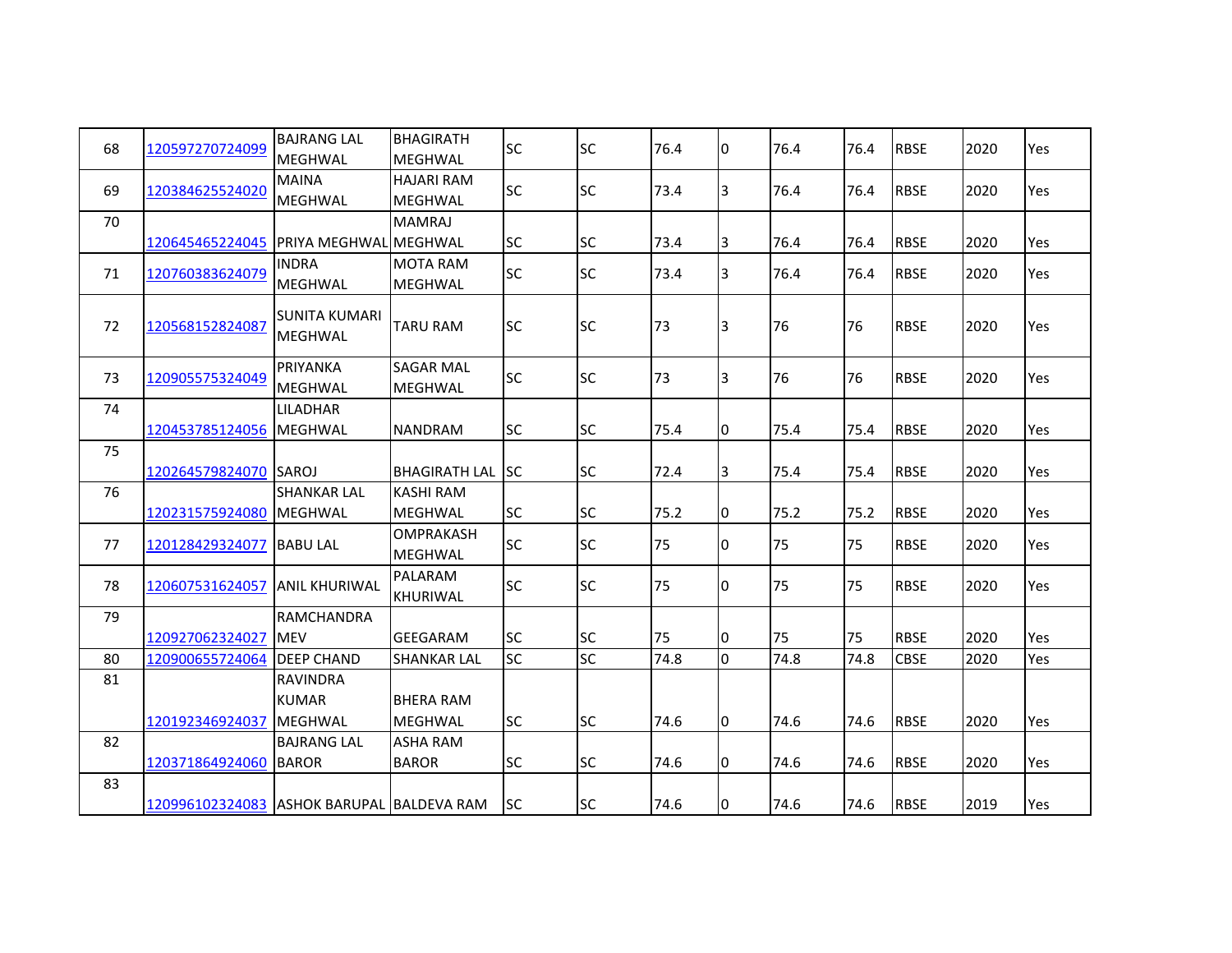| | | | | | | | | | | | | |
|---|---|---|---|---|---|---|---|---|---|---|---|---|
| 68 | 120597270724099 | BAJRANG LAL MEGHWAL | BHAGIRATH MEGHWAL | SC | SC | 76.4 | 0 | 76.4 | 76.4 | RBSE | 2020 | Yes |
| 69 | 120384625524020 | MAINA MEGHWAL | HAJARI RAM MEGHWAL | SC | SC | 73.4 | 3 | 76.4 | 76.4 | RBSE | 2020 | Yes |
| 70 | 120645465224045 | PRIYA MEGHWAL | MAMRAJ MEGHWAL | SC | SC | 73.4 | 3 | 76.4 | 76.4 | RBSE | 2020 | Yes |
| 71 | 120760383624079 | INDRA MEGHWAL | MOTA RAM MEGHWAL | SC | SC | 73.4 | 3 | 76.4 | 76.4 | RBSE | 2020 | Yes |
| 72 | 120568152824087 | SUNITA KUMARI MEGHWAL | TARU RAM | SC | SC | 73 | 3 | 76 | 76 | RBSE | 2020 | Yes |
| 73 | 120905575324049 | PRIYANKA MEGHWAL | SAGAR MAL MEGHWAL | SC | SC | 73 | 3 | 76 | 76 | RBSE | 2020 | Yes |
| 74 | 120453785124056 | LILADHAR MEGHWAL | NANDRAM | SC | SC | 75.4 | 0 | 75.4 | 75.4 | RBSE | 2020 | Yes |
| 75 | 120264579824070 | SAROJ | BHAGIRATH LAL | SC | SC | 72.4 | 3 | 75.4 | 75.4 | RBSE | 2020 | Yes |
| 76 | 120231575924080 | SHANKAR LAL MEGHWAL | KASHI RAM MEGHWAL | SC | SC | 75.2 | 0 | 75.2 | 75.2 | RBSE | 2020 | Yes |
| 77 | 120128429324077 | BABU LAL | OMPRAKASH MEGHWAL | SC | SC | 75 | 0 | 75 | 75 | RBSE | 2020 | Yes |
| 78 | 120607531624057 | ANIL KHURIWAL | PALARAM KHURIWAL | SC | SC | 75 | 0 | 75 | 75 | RBSE | 2020 | Yes |
| 79 | 120927062324027 | RAMCHANDRA MEV | GEEGARAM | SC | SC | 75 | 0 | 75 | 75 | RBSE | 2020 | Yes |
| 80 | 120900655724064 | DEEP CHAND | SHANKAR LAL | SC | SC | 74.8 | 0 | 74.8 | 74.8 | CBSE | 2020 | Yes |
| 81 | 120192346924037 | RAVINDRA KUMAR MEGHWAL | BHERA RAM MEGHWAL | SC | SC | 74.6 | 0 | 74.6 | 74.6 | RBSE | 2020 | Yes |
| 82 | 120371864924060 | BAJRANG LAL BAROR | ASHA RAM BAROR | SC | SC | 74.6 | 0 | 74.6 | 74.6 | RBSE | 2020 | Yes |
| 83 | 120996102324083 | ASHOK BARUPAL | BALDEVA RAM | SC | SC | 74.6 | 0 | 74.6 | 74.6 | RBSE | 2019 | Yes |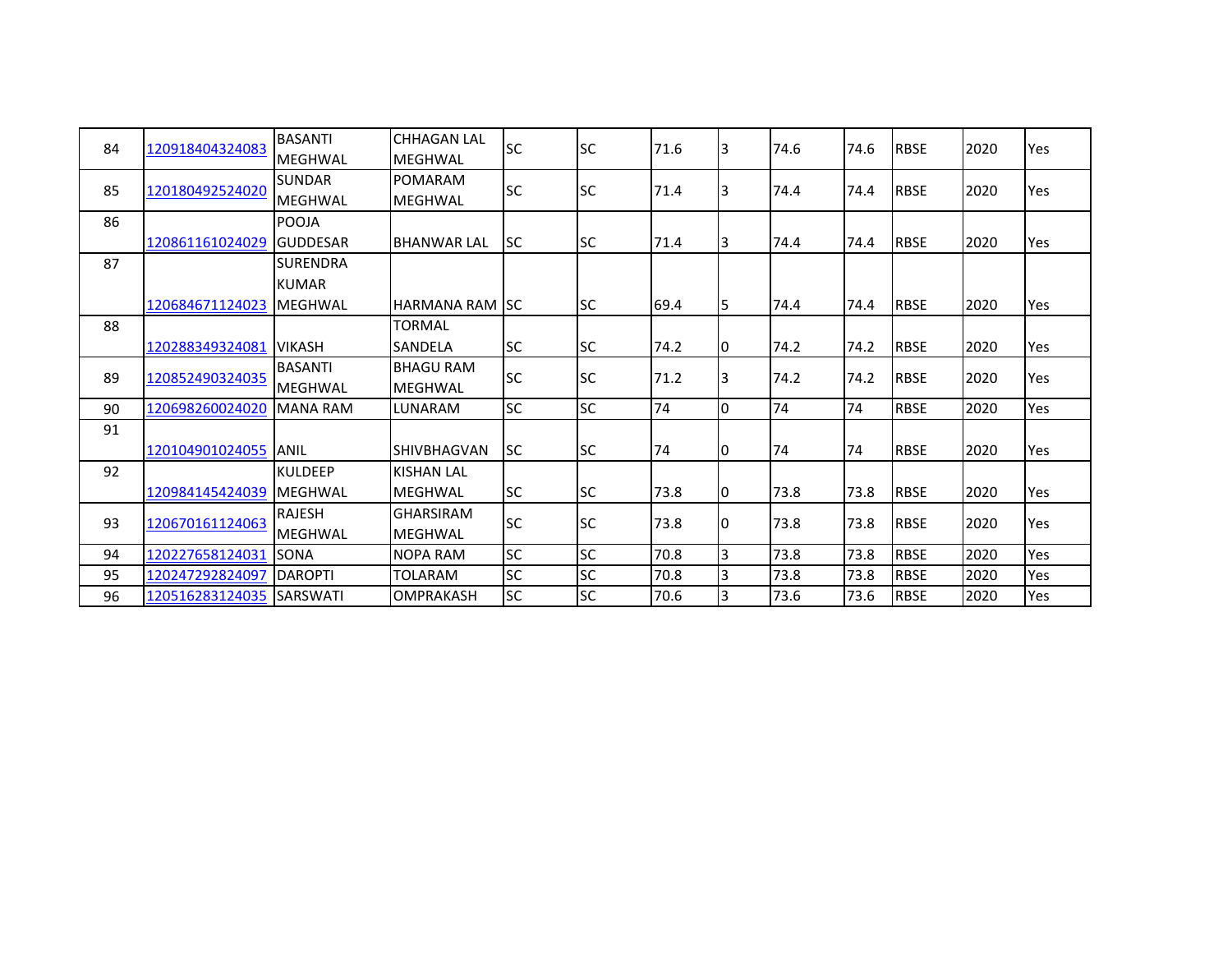| 84 | 120918404324083 | BASANTI MEGHWAL | CHHAGAN LAL MEGHWAL | SC | SC | 71.6 | 3 | 74.6 | 74.6 | RBSE | 2020 | Yes |
|---|---|---|---|---|---|---|---|---|---|---|---|---|
| 85 | 120180492524020 | SUNDAR MEGHWAL | POMARAM MEGHWAL | SC | SC | 71.4 | 3 | 74.4 | 74.4 | RBSE | 2020 | Yes |
| 86 | 120861161024029 | POOJA GUDDESAR | BHANWAR LAL | SC | SC | 71.4 | 3 | 74.4 | 74.4 | RBSE | 2020 | Yes |
| 87 | 120684671124023 | SURENDRA KUMAR MEGHWAL | HARMANA RAM | SC | SC | 69.4 | 5 | 74.4 | 74.4 | RBSE | 2020 | Yes |
| 88 | 120288349324081 | VIKASH | TORMAL SANDELA | SC | SC | 74.2 | 0 | 74.2 | 74.2 | RBSE | 2020 | Yes |
| 89 | 120852490324035 | BASANTI MEGHWAL | BHAGU RAM MEGHWAL | SC | SC | 71.2 | 3 | 74.2 | 74.2 | RBSE | 2020 | Yes |
| 90 | 120698260024020 | MANA RAM | LUNARAM | SC | SC | 74 | 0 | 74 | 74 | RBSE | 2020 | Yes |
| 91 | 120104901024055 | ANIL | SHIVBHAGVAN | SC | SC | 74 | 0 | 74 | 74 | RBSE | 2020 | Yes |
| 92 | 120984145424039 | KULDEEP MEGHWAL | KISHAN LAL MEGHWAL | SC | SC | 73.8 | 0 | 73.8 | 73.8 | RBSE | 2020 | Yes |
| 93 | 120670161124063 | RAJESH MEGHWAL | GHARSIRAM MEGHWAL | SC | SC | 73.8 | 0 | 73.8 | 73.8 | RBSE | 2020 | Yes |
| 94 | 120227658124031 | SONA | NOPA RAM | SC | SC | 70.8 | 3 | 73.8 | 73.8 | RBSE | 2020 | Yes |
| 95 | 120247292824097 | DAROPTI | TOLARAM | SC | SC | 70.8 | 3 | 73.8 | 73.8 | RBSE | 2020 | Yes |
| 96 | 120516283124035 | SARSWATI | OMPRAKASH | SC | SC | 70.6 | 3 | 73.6 | 73.6 | RBSE | 2020 | Yes |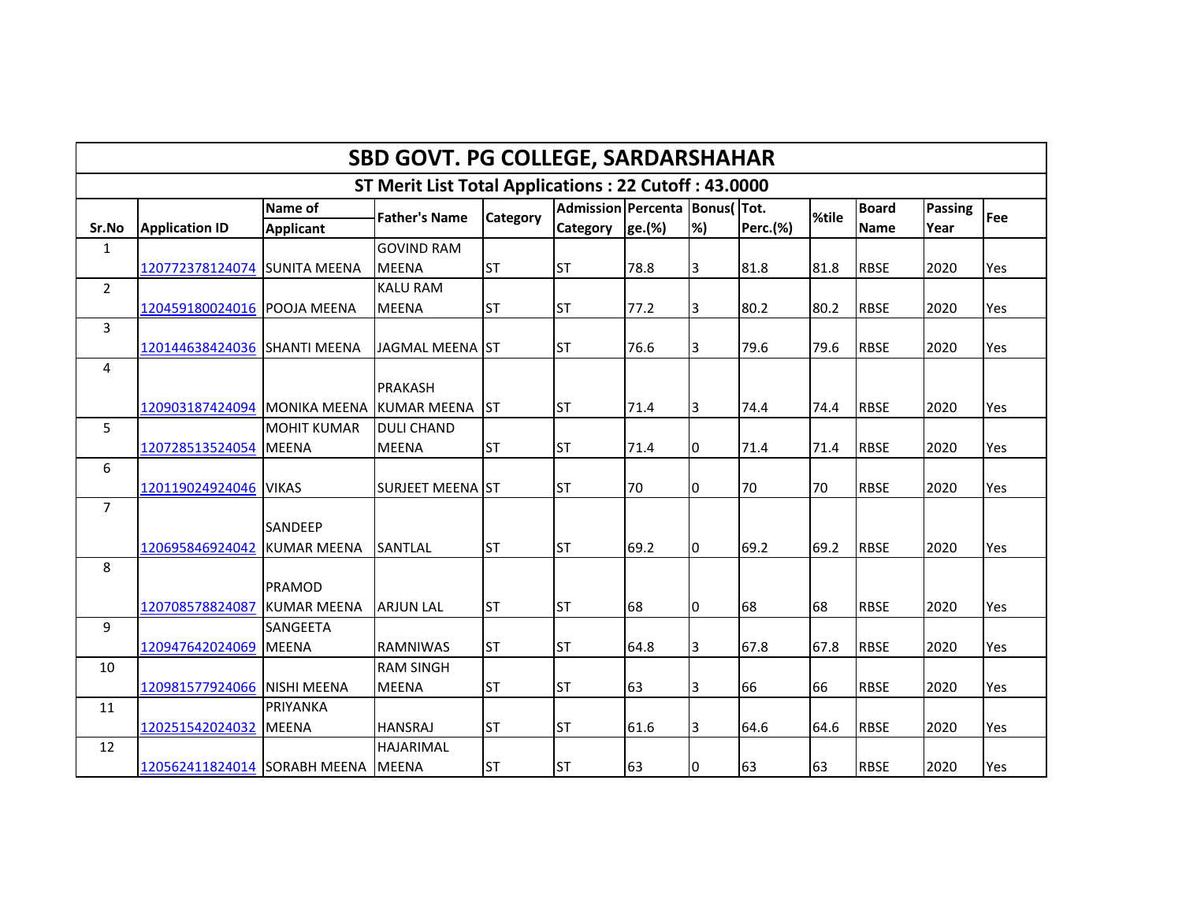# SBD GOVT. PG COLLEGE, SARDARSHAHAR

## ST Merit List Total Applications : 22 Cutoff : 43.0000

| Sr.No | Application ID | Name of Applicant | Father's Name | Category | Admission Category | Percentage.(%) | Bonus(%) | Tot. Perc.(%) | %tile | Board Name | Passing Year | Fee |
|---|---|---|---|---|---|---|---|---|---|---|---|---|
| 1 | 120772378124074 | SUNITA MEENA | GOVIND RAM MEENA | ST | ST | 78.8 | 3 | 81.8 | 81.8 | RBSE | 2020 | Yes |
| 2 | 120459180024016 | POOJA MEENA | KALU RAM MEENA | ST | ST | 77.2 | 3 | 80.2 | 80.2 | RBSE | 2020 | Yes |
| 3 | 120144638424036 | SHANTI MEENA | JAGMAL MEENA | ST | ST | 76.6 | 3 | 79.6 | 79.6 | RBSE | 2020 | Yes |
| 4 | 120903187424094 | MONIKA MEENA | PRAKASH KUMAR MEENA | ST | ST | 71.4 | 3 | 74.4 | 74.4 | RBSE | 2020 | Yes |
| 5 | 120728513524054 | MOHIT KUMAR MEENA | DULI CHAND MEENA | ST | ST | 71.4 | 0 | 71.4 | 71.4 | RBSE | 2020 | Yes |
| 6 | 120119024924046 | VIKAS | SURJEET MEENA | ST | ST | 70 | 0 | 70 | 70 | RBSE | 2020 | Yes |
| 7 | 120695846924042 | SANDEEP KUMAR MEENA | SANTLAL | ST | ST | 69.2 | 0 | 69.2 | 69.2 | RBSE | 2020 | Yes |
| 8 | 120708578824087 | PRAMOD KUMAR MEENA | ARJUN LAL | ST | ST | 68 | 0 | 68 | 68 | RBSE | 2020 | Yes |
| 9 | 120947642024069 | SANGEETA MEENA | RAMNIWAS | ST | ST | 64.8 | 3 | 67.8 | 67.8 | RBSE | 2020 | Yes |
| 10 | 120981577924066 | NISHI MEENA | RAM SINGH MEENA | ST | ST | 63 | 3 | 66 | 66 | RBSE | 2020 | Yes |
| 11 | 120251542024032 | PRIYANKA MEENA | HANSRAJ | ST | ST | 61.6 | 3 | 64.6 | 64.6 | RBSE | 2020 | Yes |
| 12 | 120562411824014 | SORABH MEENA | HAJARIMAL MEENA | ST | ST | 63 | 0 | 63 | 63 | RBSE | 2020 | Yes |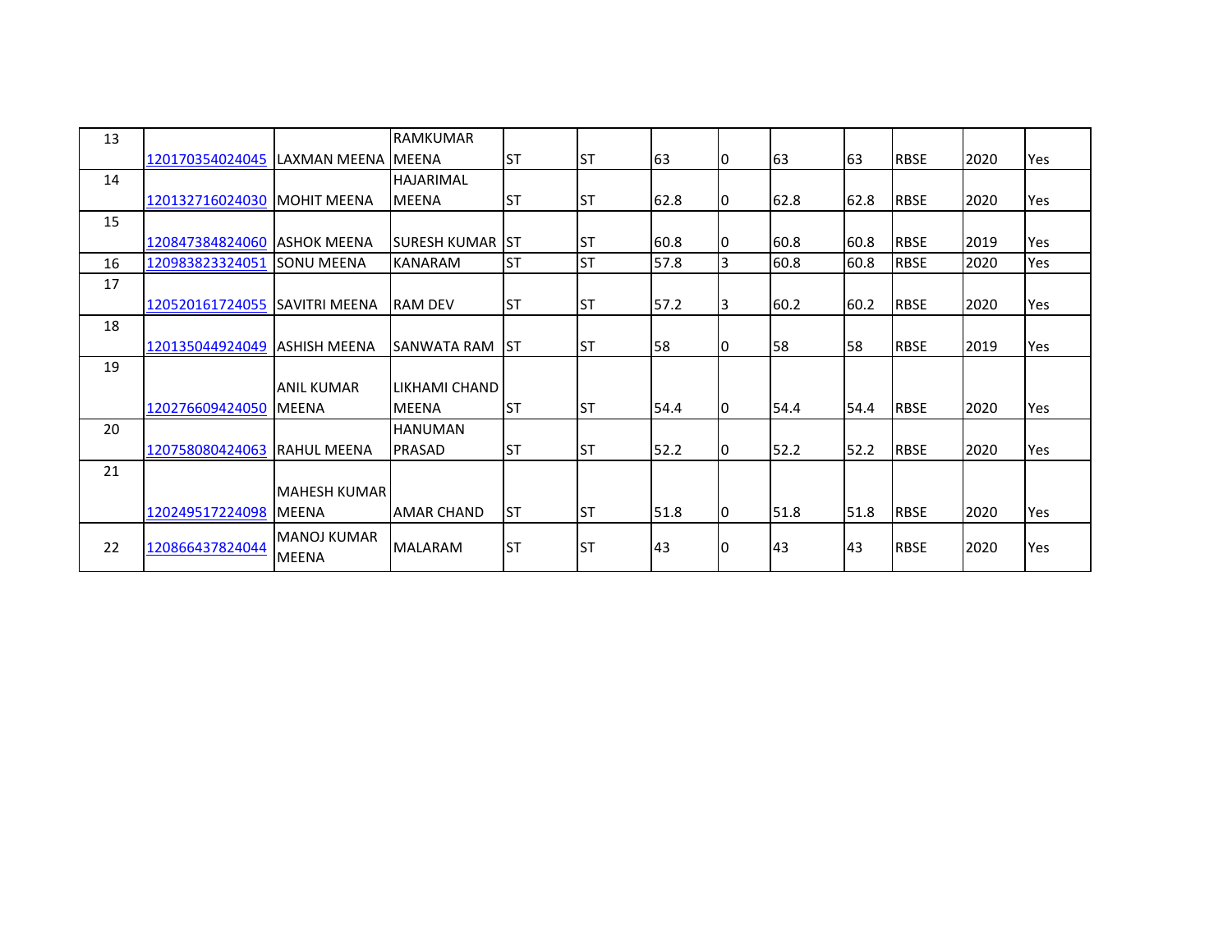| 13 | 120170354024045 | LAXMAN MEENA | RAMKUMAR MEENA | ST | ST | 63 | 0 | 63 | 63 | RBSE | 2020 | Yes |
|---|---|---|---|---|---|---|---|---|---|---|---|---|
| 14 | 120132716024030 | MOHIT MEENA | HAJARIMAL MEENA | ST | ST | 62.8 | 0 | 62.8 | 62.8 | RBSE | 2020 | Yes |
| 15 | 120847384824060 | ASHOK MEENA | SURESH KUMAR | ST | ST | 60.8 | 0 | 60.8 | 60.8 | RBSE | 2019 | Yes |
| 16 | 120983823324051 | SONU MEENA | KANARAM | ST | ST | 57.8 | 3 | 60.8 | 60.8 | RBSE | 2020 | Yes |
| 17 | 120520161724055 | SAVITRI MEENA | RAM DEV | ST | ST | 57.2 | 3 | 60.2 | 60.2 | RBSE | 2020 | Yes |
| 18 | 120135044924049 | ASHISH MEENA | SANWATA RAM | ST | ST | 58 | 0 | 58 | 58 | RBSE | 2019 | Yes |
| 19 | 120276609424050 | ANIL KUMAR MEENA | LIKHAMI CHAND MEENA | ST | ST | 54.4 | 0 | 54.4 | 54.4 | RBSE | 2020 | Yes |
| 20 | 120758080424063 | RAHUL MEENA | HANUMAN PRASAD | ST | ST | 52.2 | 0 | 52.2 | 52.2 | RBSE | 2020 | Yes |
| 21 | 120249517224098 | MAHESH KUMAR MEENA | AMAR CHAND | ST | ST | 51.8 | 0 | 51.8 | 51.8 | RBSE | 2020 | Yes |
| 22 | 120866437824044 | MANOJ KUMAR MEENA | MALARAM | ST | ST | 43 | 0 | 43 | 43 | RBSE | 2020 | Yes |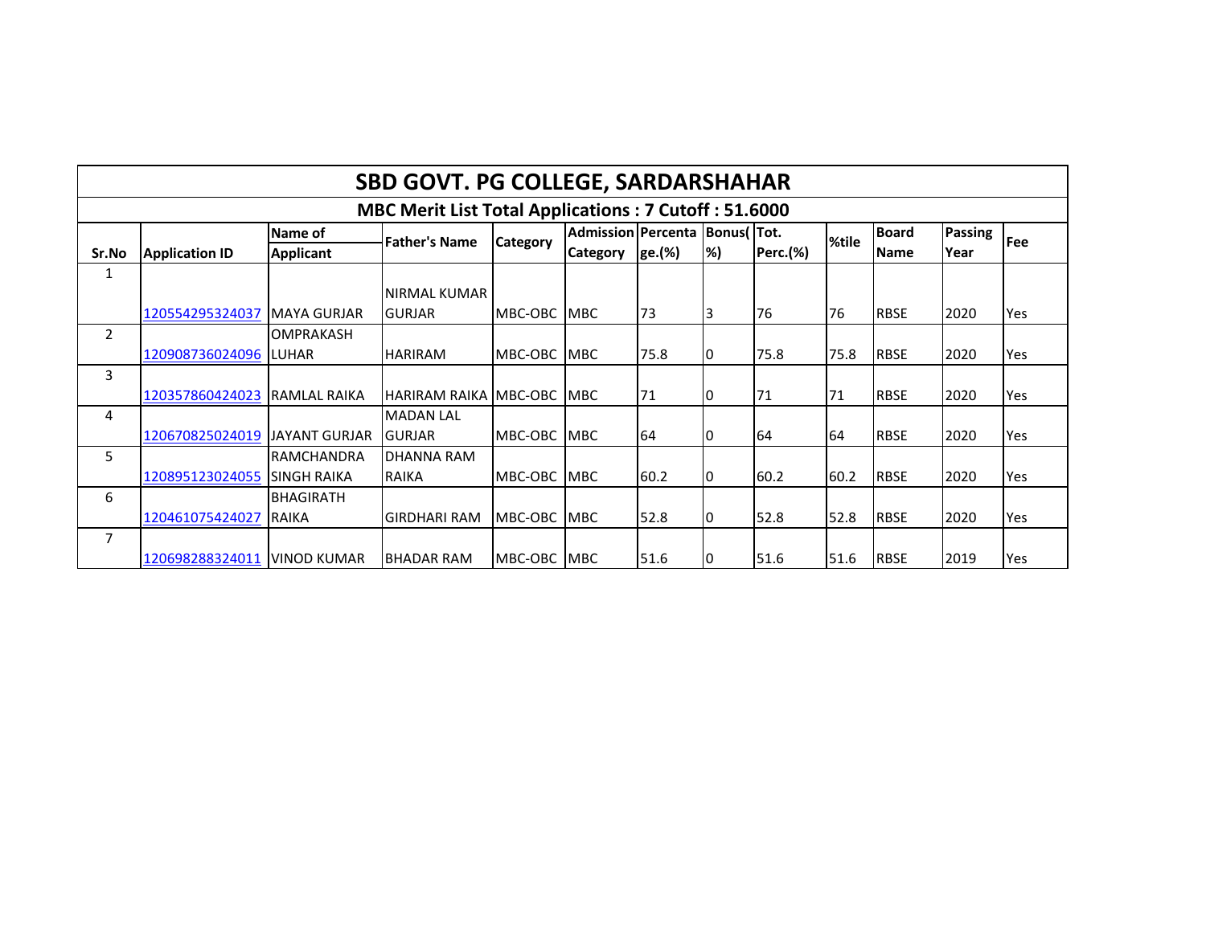# SBD GOVT. PG COLLEGE, SARDARSHAHAR

## MBC Merit List Total Applications : 7 Cutoff : 51.6000

| Sr.No | Application ID | Name of Applicant | Father's Name | Category | Admission Category | Percentage.(%) | Bonus(%) | Tot. Perc.(%) | %tile | Board Name | Passing Year | Fee |
|---|---|---|---|---|---|---|---|---|---|---|---|---|
| 1 | 120554295324037 | MAYA GURJAR | NIRMAL KUMAR GURJAR | MBC-OBC | MBC | 73 | 3 | 76 | 76 | RBSE | 2020 | Yes |
| 2 | 120908736024096 | OMPRAKASH LUHAR | HARIRAM | MBC-OBC | MBC | 75.8 | 0 | 75.8 | 75.8 | RBSE | 2020 | Yes |
| 3 | 120357860424023 | RAMLAL RAIKA | HARIRAM RAIKA | MBC-OBC | MBC | 71 | 0 | 71 | 71 | RBSE | 2020 | Yes |
| 4 | 120670825024019 | JAYANT GURJAR | MADAN LAL GURJAR | MBC-OBC | MBC | 64 | 0 | 64 | 64 | RBSE | 2020 | Yes |
| 5 | 120895123024055 | RAMCHANDRA SINGH RAIKA | DHANNA RAM RAIKA | MBC-OBC | MBC | 60.2 | 0 | 60.2 | 60.2 | RBSE | 2020 | Yes |
| 6 | 120461075424027 | BHAGIRATH RAIKA | GIRDHARI RAM | MBC-OBC | MBC | 52.8 | 0 | 52.8 | 52.8 | RBSE | 2020 | Yes |
| 7 | 120698288324011 | VINOD KUMAR | BHADAR RAM | MBC-OBC | MBC | 51.6 | 0 | 51.6 | 51.6 | RBSE | 2019 | Yes |